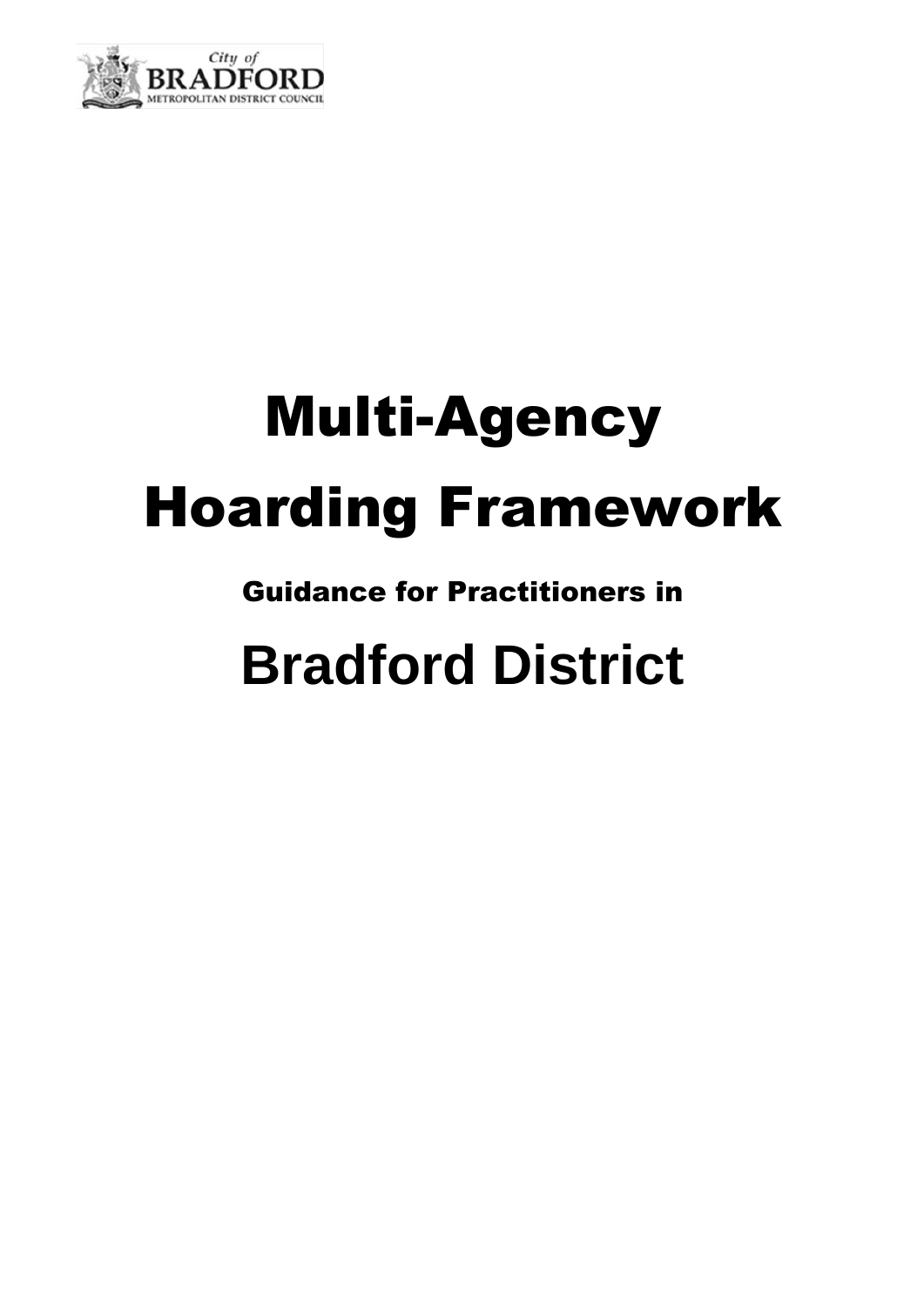City of BRADFORD METROPOLITAN DISTRICT COUNCIL

# Multi-Agency Hoarding Framework

**Guidance for Practitioners in**

# Bradford District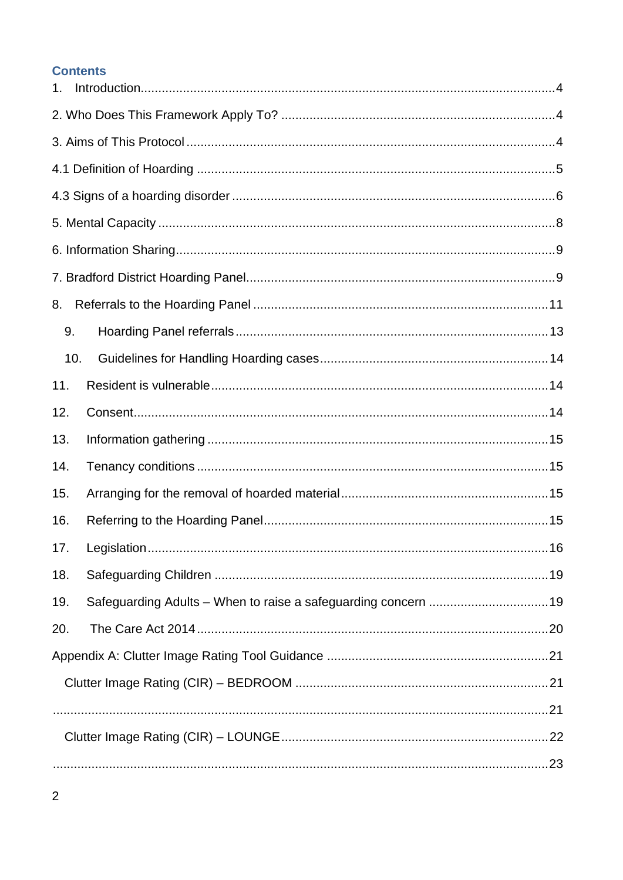## Contents

1. Introduction....................................................................................................................4

2. Who Does This Framework Apply To? ............................................................................4

3. Aims of This Protocol .......................................................................................................4

4.1 Definition of Hoarding .....................................................................................................5

4.3 Signs of a hoarding disorder ...........................................................................................6

5. Mental Capacity ...............................................................................................................8

6. Information Sharing...........................................................................................................9

7. Bradford District Hoarding Panel.......................................................................................9

8. Referrals to the Hoarding Panel ...................................................................................11

9. Hoarding Panel referrals.........................................................................................13

10. Guidelines for Handling Hoarding cases.................................................................14

11. Resident is vulnerable..............................................................................................14

12. Consent....................................................................................................................14

13. Information gathering ...............................................................................................15

14. Tenancy conditions ..................................................................................................15

15. Arranging for the removal of hoarded material..........................................................15

16. Referring to the Hoarding Panel................................................................................15

17. Legislation................................................................................................................16

18. Safeguarding Children .............................................................................................19

19. Safeguarding Adults – When to raise a safeguarding concern ..................................19

20. The Care Act 2014 ...................................................................................................20

Appendix A: Clutter Image Rating Tool Guidance ..............................................................21

Clutter Image Rating (CIR) – BEDROOM .......................................................................21

...........................................................................................................................................21

Clutter Image Rating (CIR) – LOUNGE...........................................................................22

...........................................................................................................................................23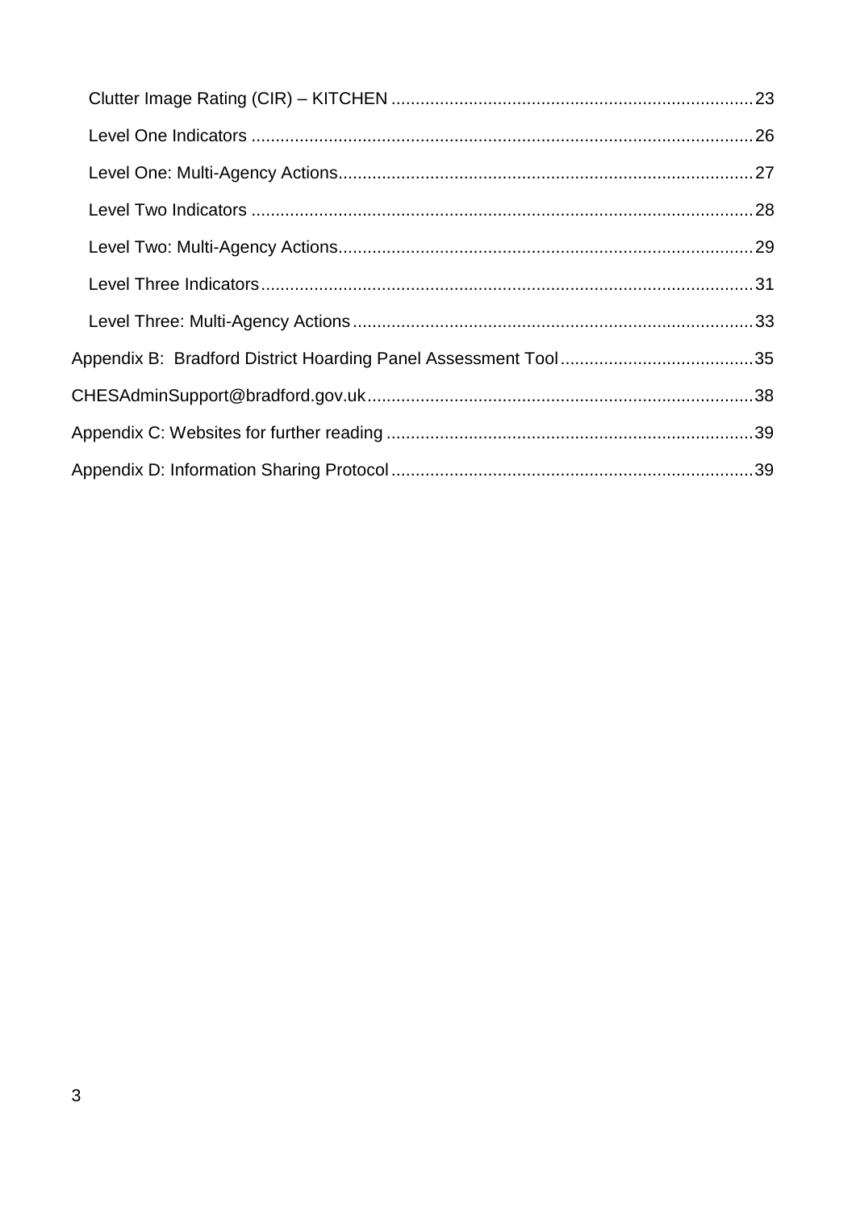- Clutter Image Rating (CIR) – KITCHEN .......... 23
- Level One Indicators .......... 26
- Level One: Multi-Agency Actions .......... 27
- Level Two Indicators .......... 28
- Level Two: Multi-Agency Actions .......... 29
- Level Three Indicators .......... 31
- Level Three: Multi-Agency Actions .......... 33

Appendix B: Bradford District Hoarding Panel Assessment Tool .......... 35

CHESAdminSupport@bradford.gov.uk .......... 38

Appendix C: Websites for further reading .......... 39

Appendix D: Information Sharing Protocol .......... 39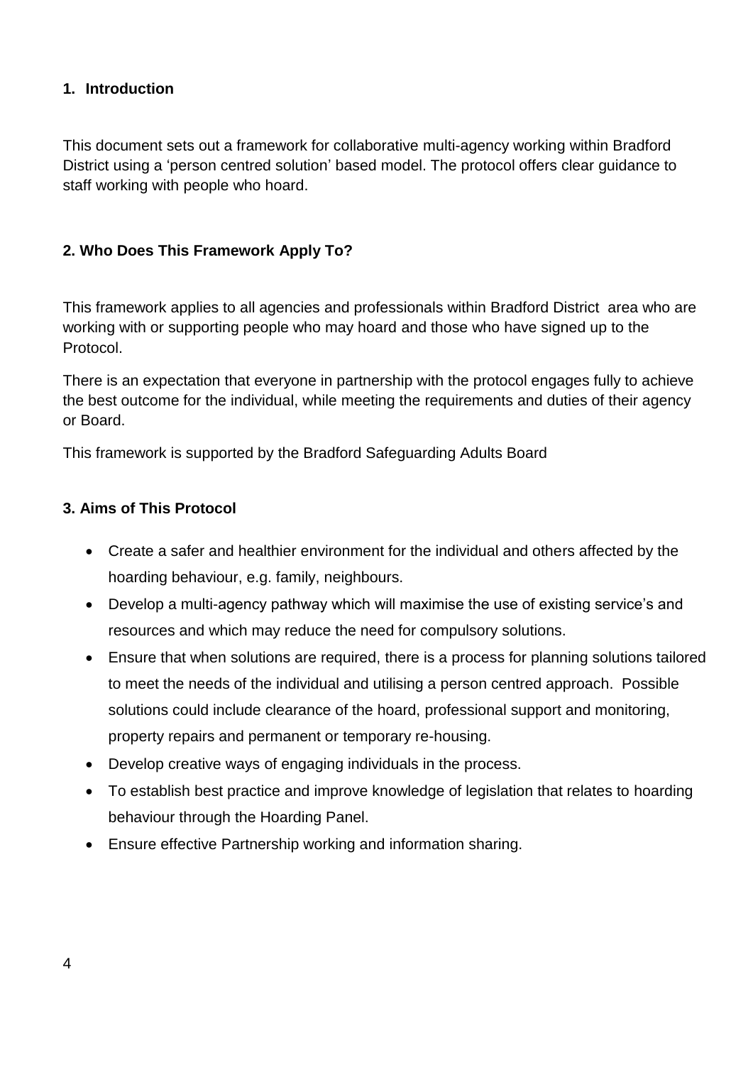## 1. Introduction

This document sets out a framework for collaborative multi-agency working within Bradford District using a 'person centred solution' based model. The protocol offers clear guidance to staff working with people who hoard.

## 2. Who Does This Framework Apply To?

This framework applies to all agencies and professionals within Bradford District area who are working with or supporting people who may hoard and those who have signed up to the Protocol.

There is an expectation that everyone in partnership with the protocol engages fully to achieve the best outcome for the individual, while meeting the requirements and duties of their agency or Board.

This framework is supported by the Bradford Safeguarding Adults Board

## 3. Aims of This Protocol

- Create a safer and healthier environment for the individual and others affected by the hoarding behaviour, e.g. family, neighbours.
- Develop a multi-agency pathway which will maximise the use of existing service's and resources and which may reduce the need for compulsory solutions.
- Ensure that when solutions are required, there is a process for planning solutions tailored to meet the needs of the individual and utilising a person centred approach. Possible solutions could include clearance of the hoard, professional support and monitoring, property repairs and permanent or temporary re-housing.
- Develop creative ways of engaging individuals in the process.
- To establish best practice and improve knowledge of legislation that relates to hoarding behaviour through the Hoarding Panel.
- Ensure effective Partnership working and information sharing.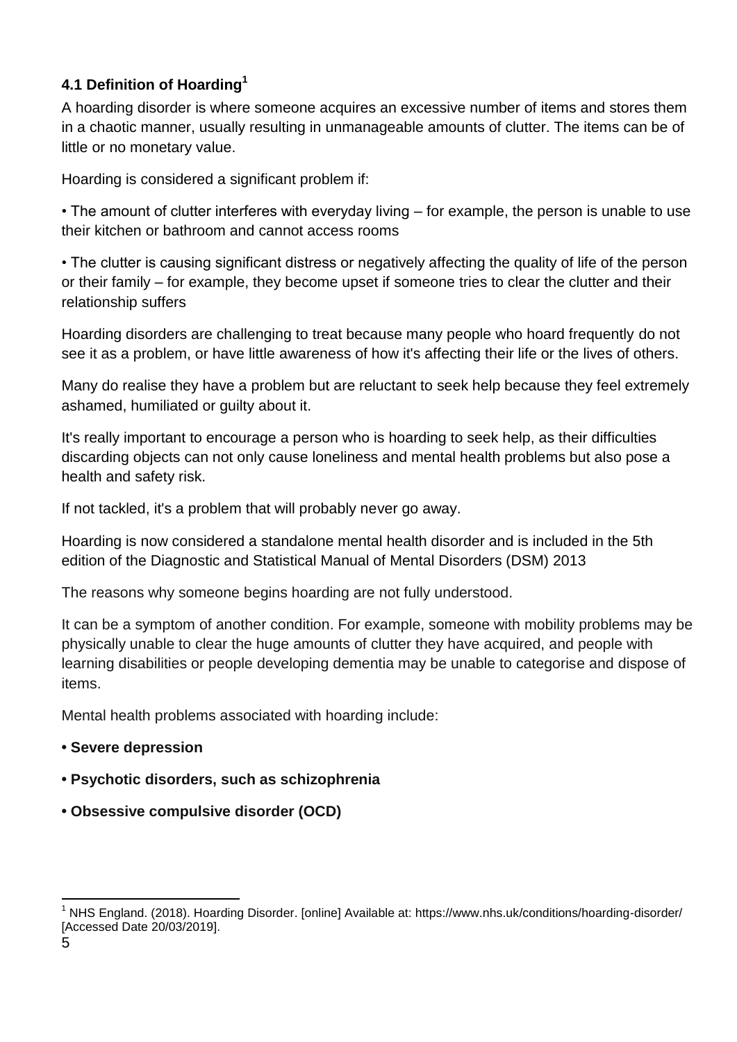### 4.1 Definition of Hoarding[1]

A hoarding disorder is where someone acquires an excessive number of items and stores them in a chaotic manner, usually resulting in unmanageable amounts of clutter. The items can be of little or no monetary value.

Hoarding is considered a significant problem if:

- The amount of clutter interferes with everyday living – for example, the person is unable to use their kitchen or bathroom and cannot access rooms
- The clutter is causing significant distress or negatively affecting the quality of life of the person or their family – for example, they become upset if someone tries to clear the clutter and their relationship suffers

Hoarding disorders are challenging to treat because many people who hoard frequently do not see it as a problem, or have little awareness of how it's affecting their life or the lives of others.

Many do realise they have a problem but are reluctant to seek help because they feel extremely ashamed, humiliated or guilty about it.

It's really important to encourage a person who is hoarding to seek help, as their difficulties discarding objects can not only cause loneliness and mental health problems but also pose a health and safety risk.

If not tackled, it's a problem that will probably never go away.

Hoarding is now considered a standalone mental health disorder and is included in the 5th edition of the Diagnostic and Statistical Manual of Mental Disorders (DSM) 2013

The reasons why someone begins hoarding are not fully understood.

It can be a symptom of another condition. For example, someone with mobility problems may be physically unable to clear the huge amounts of clutter they have acquired, and people with learning disabilities or people developing dementia may be unable to categorise and dispose of items.

Mental health problems associated with hoarding include:

- **Severe depression**
- **Psychotic disorders, such as schizophrenia**
- **Obsessive compulsive disorder (OCD)**

[1] NHS England. (2018). Hoarding Disorder. [online] Available at: https://www.nhs.uk/conditions/hoarding-disorder/ [Accessed Date 20/03/2019].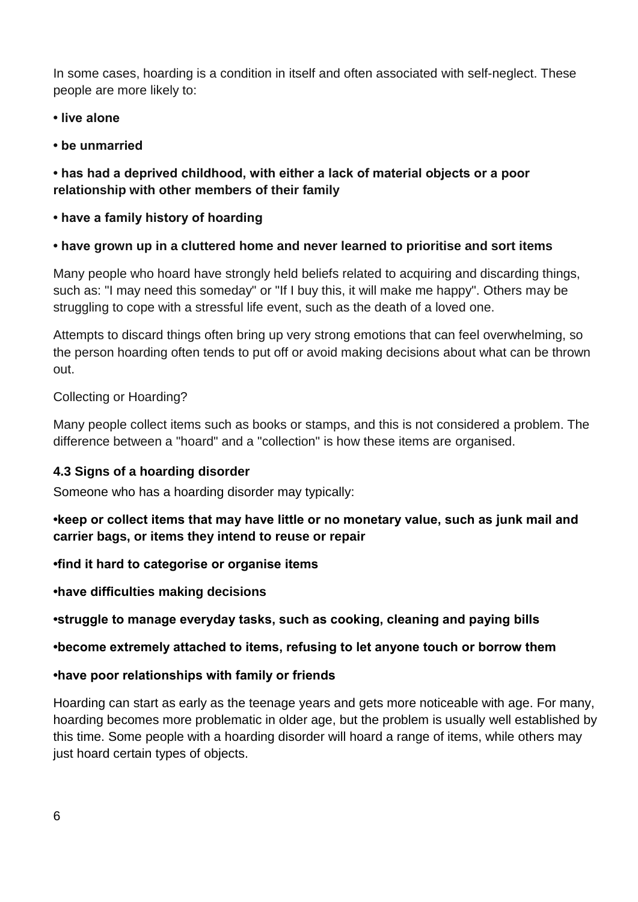In some cases, hoarding is a condition in itself and often associated with self-neglect. These people are more likely to:

- **live alone**
- **be unmarried**
- **has had a deprived childhood, with either a lack of material objects or a poor relationship with other members of their family**
- **have a family history of hoarding**
- **have grown up in a cluttered home and never learned to prioritise and sort items**

Many people who hoard have strongly held beliefs related to acquiring and discarding things, such as: "I may need this someday" or "If I buy this, it will make me happy". Others may be struggling to cope with a stressful life event, such as the death of a loved one.

Attempts to discard things often bring up very strong emotions that can feel overwhelming, so the person hoarding often tends to put off or avoid making decisions about what can be thrown out.

Collecting or Hoarding?

Many people collect items such as books or stamps, and this is not considered a problem. The difference between a "hoard" and a "collection" is how these items are organised.

### 4.3 Signs of a hoarding disorder

Someone who has a hoarding disorder may typically:

- **keep or collect items that may have little or no monetary value, such as junk mail and carrier bags, or items they intend to reuse or repair**
- **find it hard to categorise or organise items**
- **have difficulties making decisions**
- **struggle to manage everyday tasks, such as cooking, cleaning and paying bills**
- **become extremely attached to items, refusing to let anyone touch or borrow them**
- **have poor relationships with family or friends**

Hoarding can start as early as the teenage years and gets more noticeable with age. For many, hoarding becomes more problematic in older age, but the problem is usually well established by this time. Some people with a hoarding disorder will hoard a range of items, while others may just hoard certain types of objects.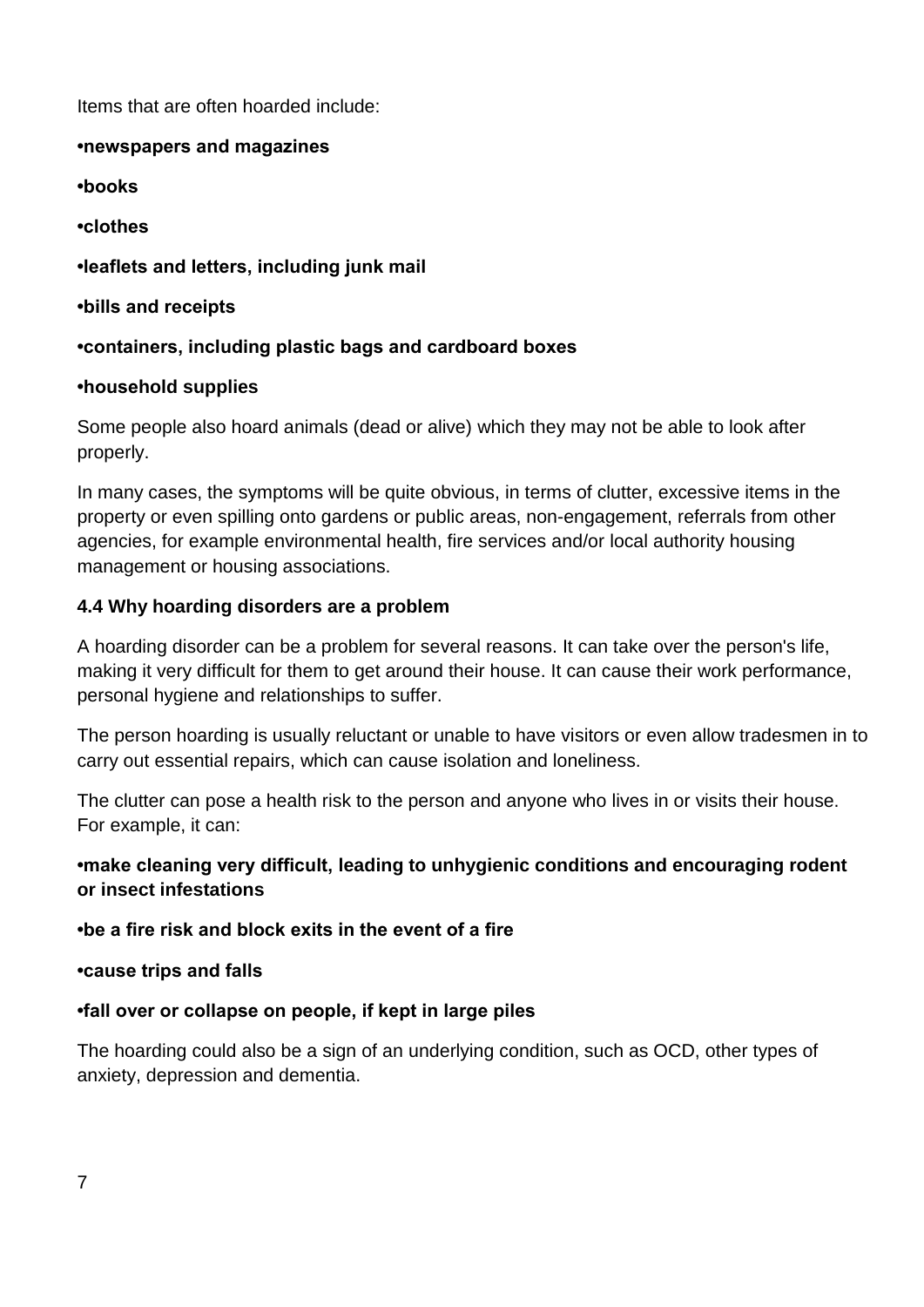Items that are often hoarded include:

- **newspapers and magazines**
- **books**
- **clothes**
- **leaflets and letters, including junk mail**
- **bills and receipts**
- **containers, including plastic bags and cardboard boxes**
- **household supplies**

Some people also hoard animals (dead or alive) which they may not be able to look after properly.

In many cases, the symptoms will be quite obvious, in terms of clutter, excessive items in the property or even spilling onto gardens or public areas, non-engagement, referrals from other agencies, for example environmental health, fire services and/or local authority housing management or housing associations.

### 4.4 Why hoarding disorders are a problem

A hoarding disorder can be a problem for several reasons. It can take over the person's life, making it very difficult for them to get around their house. It can cause their work performance, personal hygiene and relationships to suffer.

The person hoarding is usually reluctant or unable to have visitors or even allow tradesmen in to carry out essential repairs, which can cause isolation and loneliness.

The clutter can pose a health risk to the person and anyone who lives in or visits their house. For example, it can:

- **make cleaning very difficult, leading to unhygienic conditions and encouraging rodent or insect infestations**
- **be a fire risk and block exits in the event of a fire**
- **cause trips and falls**
- **fall over or collapse on people, if kept in large piles**

The hoarding could also be a sign of an underlying condition, such as OCD, other types of anxiety, depression and dementia.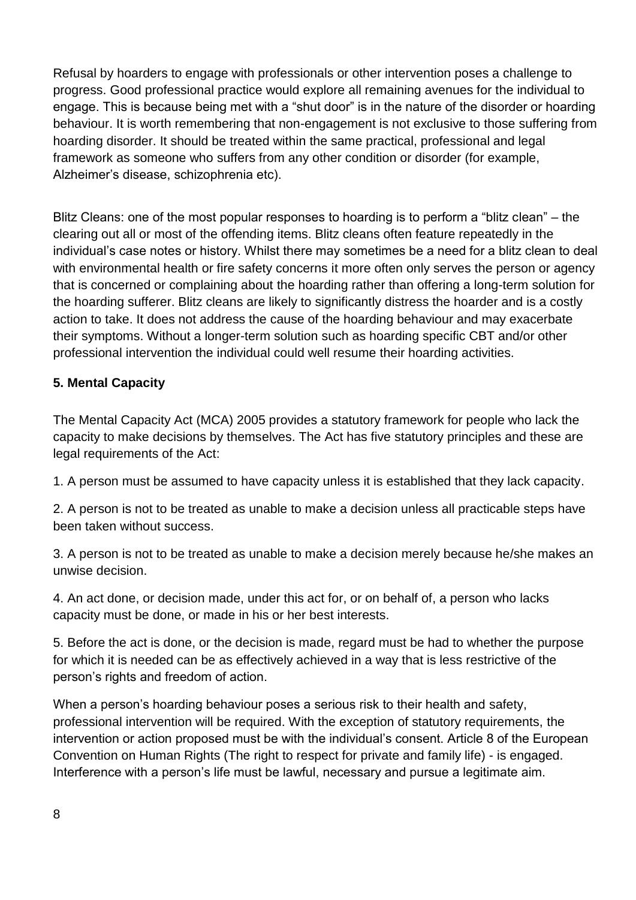Refusal by hoarders to engage with professionals or other intervention poses a challenge to progress. Good professional practice would explore all remaining avenues for the individual to engage. This is because being met with a "shut door" is in the nature of the disorder or hoarding behaviour. It is worth remembering that non-engagement is not exclusive to those suffering from hoarding disorder. It should be treated within the same practical, professional and legal framework as someone who suffers from any other condition or disorder (for example, Alzheimer's disease, schizophrenia etc).

Blitz Cleans: one of the most popular responses to hoarding is to perform a "blitz clean" – the clearing out all or most of the offending items. Blitz cleans often feature repeatedly in the individual's case notes or history. Whilst there may sometimes be a need for a blitz clean to deal with environmental health or fire safety concerns it more often only serves the person or agency that is concerned or complaining about the hoarding rather than offering a long-term solution for the hoarding sufferer. Blitz cleans are likely to significantly distress the hoarder and is a costly action to take. It does not address the cause of the hoarding behaviour and may exacerbate their symptoms. Without a longer-term solution such as hoarding specific CBT and/or other professional intervention the individual could well resume their hoarding activities.

## 5. Mental Capacity

The Mental Capacity Act (MCA) 2005 provides a statutory framework for people who lack the capacity to make decisions by themselves. The Act has five statutory principles and these are legal requirements of the Act:

1. A person must be assumed to have capacity unless it is established that they lack capacity.

2. A person is not to be treated as unable to make a decision unless all practicable steps have been taken without success.

3. A person is not to be treated as unable to make a decision merely because he/she makes an unwise decision.

4. An act done, or decision made, under this act for, or on behalf of, a person who lacks capacity must be done, or made in his or her best interests.

5. Before the act is done, or the decision is made, regard must be had to whether the purpose for which it is needed can be as effectively achieved in a way that is less restrictive of the person's rights and freedom of action.

When a person's hoarding behaviour poses a serious risk to their health and safety, professional intervention will be required. With the exception of statutory requirements, the intervention or action proposed must be with the individual's consent. Article 8 of the European Convention on Human Rights (The right to respect for private and family life) - is engaged. Interference with a person's life must be lawful, necessary and pursue a legitimate aim.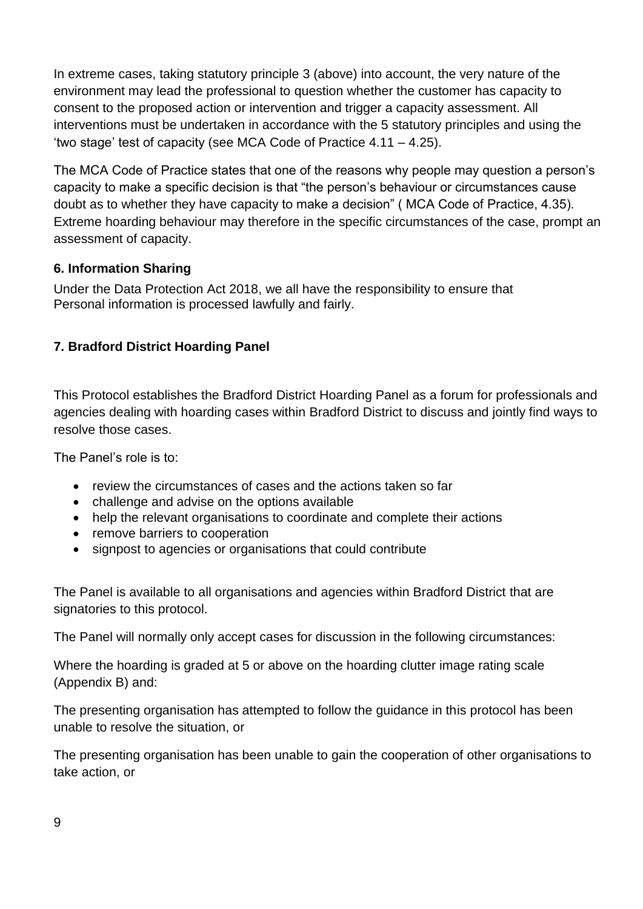In extreme cases, taking statutory principle 3 (above) into account, the very nature of the environment may lead the professional to question whether the customer has capacity to consent to the proposed action or intervention and trigger a capacity assessment. All interventions must be undertaken in accordance with the 5 statutory principles and using the 'two stage' test of capacity (see MCA Code of Practice 4.11 – 4.25).

The MCA Code of Practice states that one of the reasons why people may question a person's capacity to make a specific decision is that "the person's behaviour or circumstances cause doubt as to whether they have capacity to make a decision" ( MCA Code of Practice, 4.35). Extreme hoarding behaviour may therefore in the specific circumstances of the case, prompt an assessment of capacity.

### 6. Information Sharing

Under the Data Protection Act 2018, we all have the responsibility to ensure that Personal information is processed lawfully and fairly.

### 7. Bradford District Hoarding Panel

This Protocol establishes the Bradford District Hoarding Panel as a forum for professionals and agencies dealing with hoarding cases within Bradford District to discuss and jointly find ways to resolve those cases.

The Panel's role is to:

- review the circumstances of cases and the actions taken so far
- challenge and advise on the options available
- help the relevant organisations to coordinate and complete their actions
- remove barriers to cooperation
- signpost to agencies or organisations that could contribute

The Panel is available to all organisations and agencies within Bradford District that are signatories to this protocol.

The Panel will normally only accept cases for discussion in the following circumstances:

Where the hoarding is graded at 5 or above on the hoarding clutter image rating scale (Appendix B) and:

The presenting organisation has attempted to follow the guidance in this protocol has been unable to resolve the situation, or

The presenting organisation has been unable to gain the cooperation of other organisations to take action, or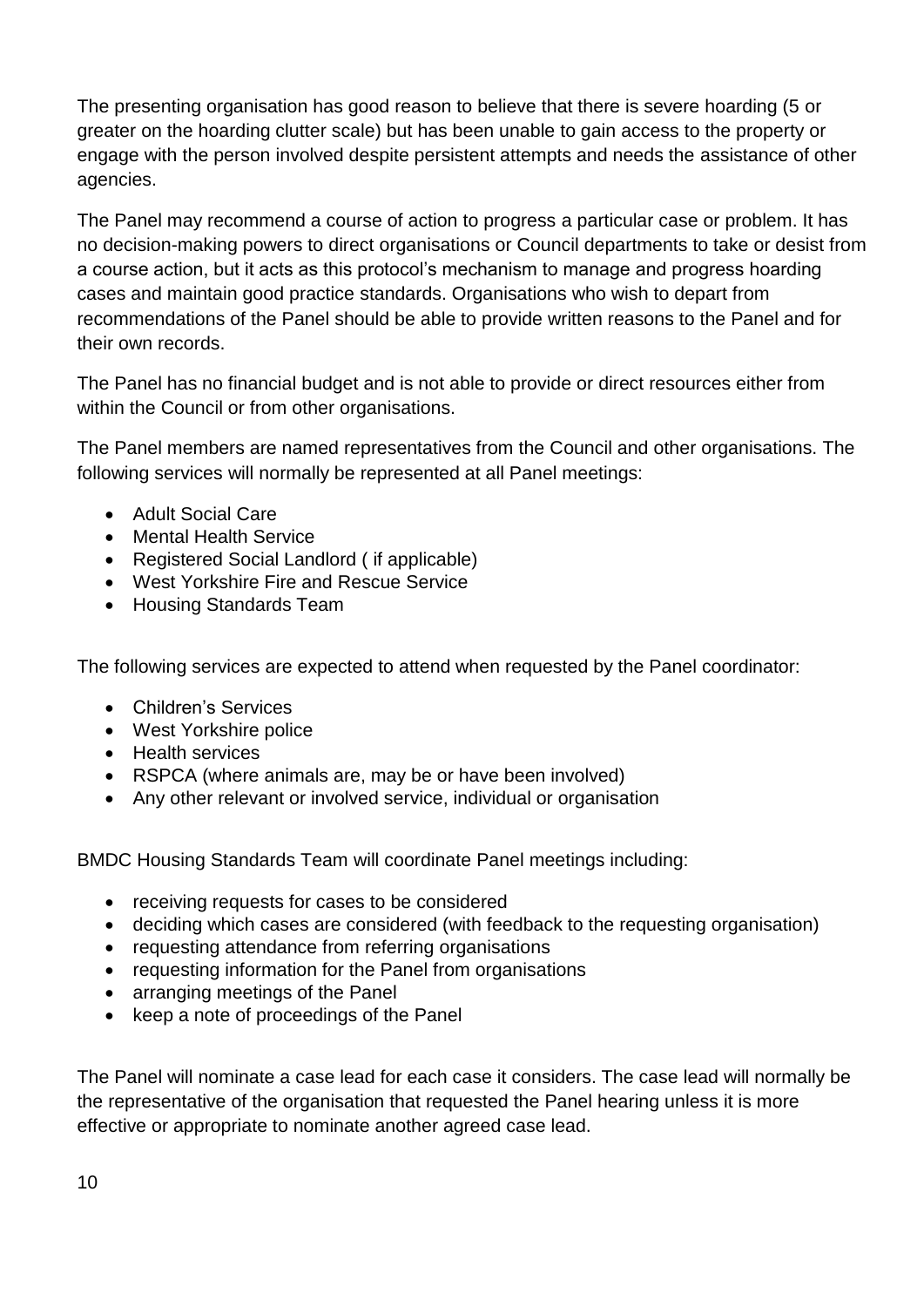The presenting organisation has good reason to believe that there is severe hoarding (5 or greater on the hoarding clutter scale) but has been unable to gain access to the property or engage with the person involved despite persistent attempts and needs the assistance of other agencies.

The Panel may recommend a course of action to progress a particular case or problem. It has no decision-making powers to direct organisations or Council departments to take or desist from a course action, but it acts as this protocol's mechanism to manage and progress hoarding cases and maintain good practice standards. Organisations who wish to depart from recommendations of the Panel should be able to provide written reasons to the Panel and for their own records.

The Panel has no financial budget and is not able to provide or direct resources either from within the Council or from other organisations.

The Panel members are named representatives from the Council and other organisations. The following services will normally be represented at all Panel meetings:

- Adult Social Care
- Mental Health Service
- Registered Social Landlord ( if applicable)
- West Yorkshire Fire and Rescue Service
- Housing Standards Team

The following services are expected to attend when requested by the Panel coordinator:

- Children's Services
- West Yorkshire police
- Health services
- RSPCA (where animals are, may be or have been involved)
- Any other relevant or involved service, individual or organisation

BMDC Housing Standards Team will coordinate Panel meetings including:

- receiving requests for cases to be considered
- deciding which cases are considered (with feedback to the requesting organisation)
- requesting attendance from referring organisations
- requesting information for the Panel from organisations
- arranging meetings of the Panel
- keep a note of proceedings of the Panel

The Panel will nominate a case lead for each case it considers. The case lead will normally be the representative of the organisation that requested the Panel hearing unless it is more effective or appropriate to nominate another agreed case lead.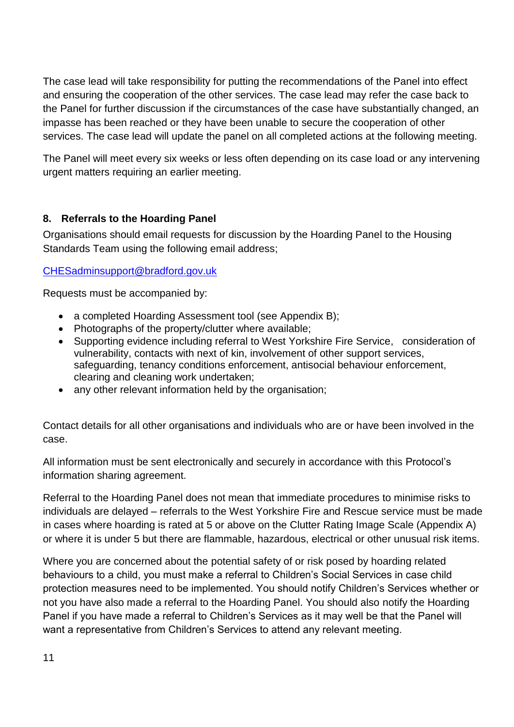The case lead will take responsibility for putting the recommendations of the Panel into effect and ensuring the cooperation of the other services. The case lead may refer the case back to the Panel for further discussion if the circumstances of the case have substantially changed, an impasse has been reached or they have been unable to secure the cooperation of other services. The case lead will update the panel on all completed actions at the following meeting.

The Panel will meet every six weeks or less often depending on its case load or any intervening urgent matters requiring an earlier meeting.

## 8. Referrals to the Hoarding Panel

Organisations should email requests for discussion by the Hoarding Panel to the Housing Standards Team using the following email address;

CHESadminsupport@bradford.gov.uk

Requests must be accompanied by:

- a completed Hoarding Assessment tool (see Appendix B);
- Photographs of the property/clutter where available;
- Supporting evidence including referral to West Yorkshire Fire Service, consideration of vulnerability, contacts with next of kin, involvement of other support services, safeguarding, tenancy conditions enforcement, antisocial behaviour enforcement, clearing and cleaning work undertaken;
- any other relevant information held by the organisation;

Contact details for all other organisations and individuals who are or have been involved in the case.

All information must be sent electronically and securely in accordance with this Protocol's information sharing agreement.

Referral to the Hoarding Panel does not mean that immediate procedures to minimise risks to individuals are delayed – referrals to the West Yorkshire Fire and Rescue service must be made in cases where hoarding is rated at 5 or above on the Clutter Rating Image Scale (Appendix A) or where it is under 5 but there are flammable, hazardous, electrical or other unusual risk items.

Where you are concerned about the potential safety of or risk posed by hoarding related behaviours to a child, you must make a referral to Children's Social Services in case child protection measures need to be implemented. You should notify Children's Services whether or not you have also made a referral to the Hoarding Panel. You should also notify the Hoarding Panel if you have made a referral to Children's Services as it may well be that the Panel will want a representative from Children's Services to attend any relevant meeting.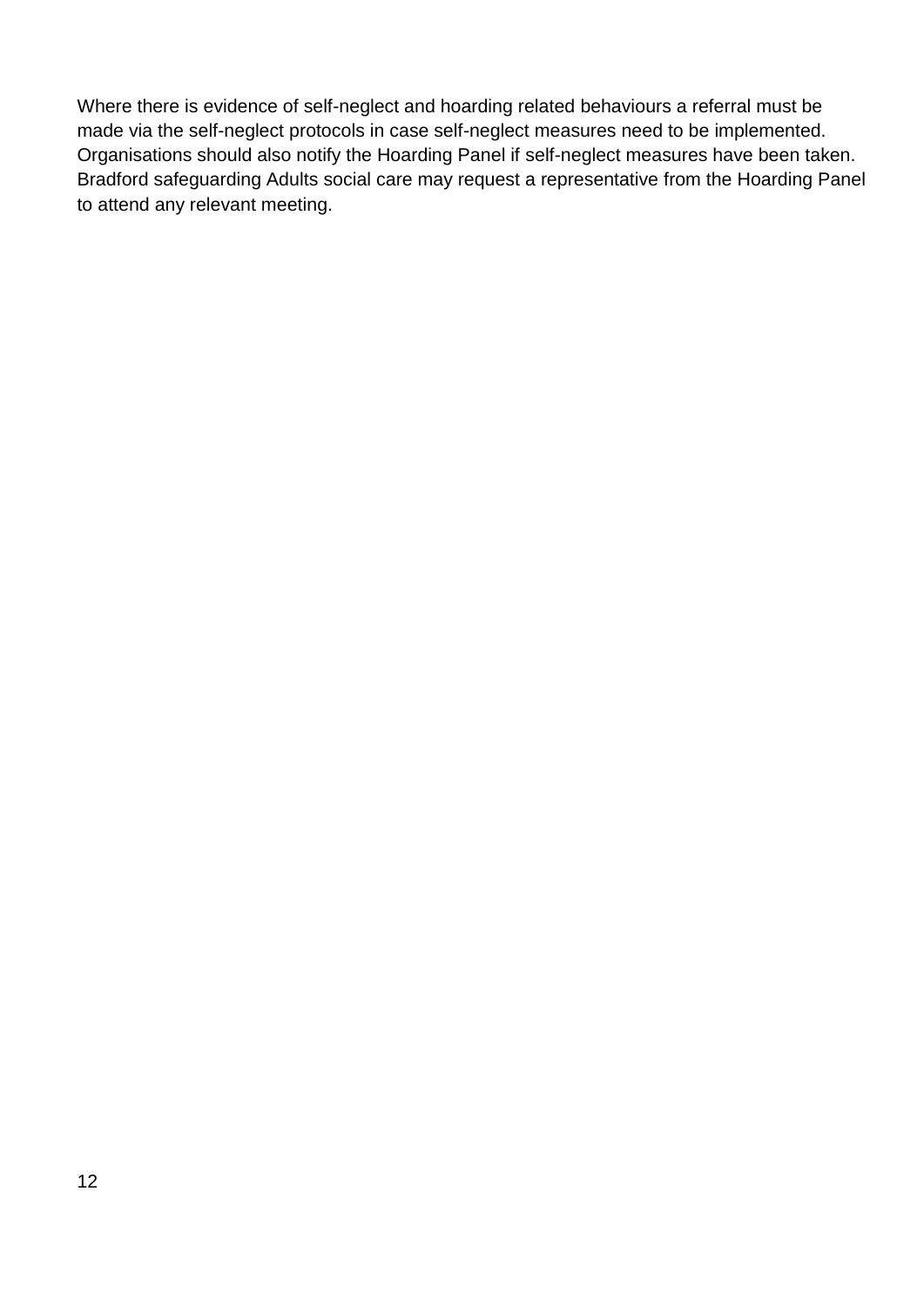Where there is evidence of self-neglect and hoarding related behaviours a referral must be made via the self-neglect protocols in case self-neglect measures need to be implemented. Organisations should also notify the Hoarding Panel if self-neglect measures have been taken. Bradford safeguarding Adults social care may request a representative from the Hoarding Panel to attend any relevant meeting.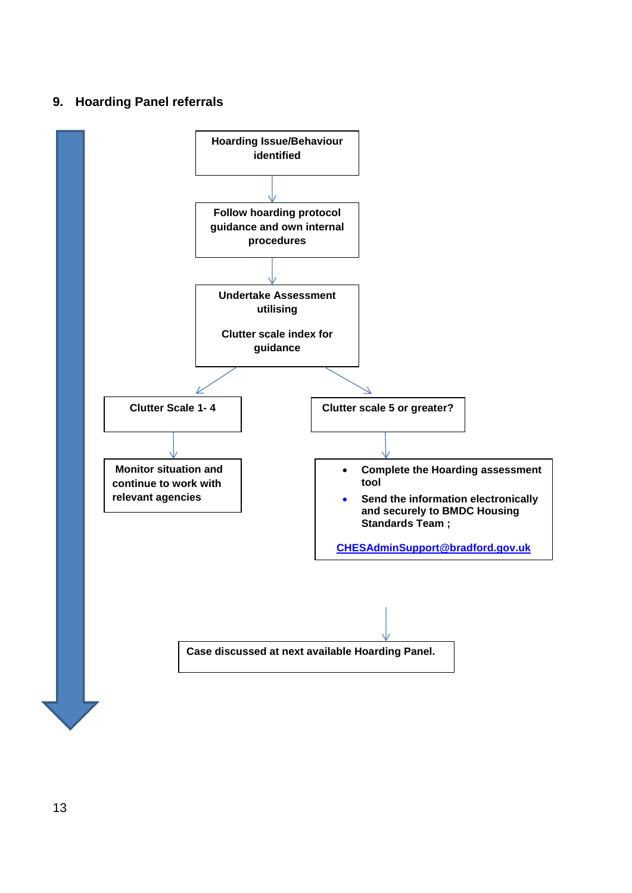## 9. Hoarding Panel referrals

**Hoarding Issue/Behaviour identified**

**Follow hoarding protocol guidance and own internal procedures**

**Undertake Assessment utilising**

**Clutter scale index for guidance**

**Clutter Scale 1- 4**

**Monitor situation and continue to work with relevant agencies**

**Clutter scale 5 or greater?**

- **Complete the Hoarding assessment tool**
- **Send the information electronically and securely to BMDC Housing Standards Team ;**

**CHESAdminSupport@bradford.gov.uk**

**Case discussed at next available Hoarding Panel.**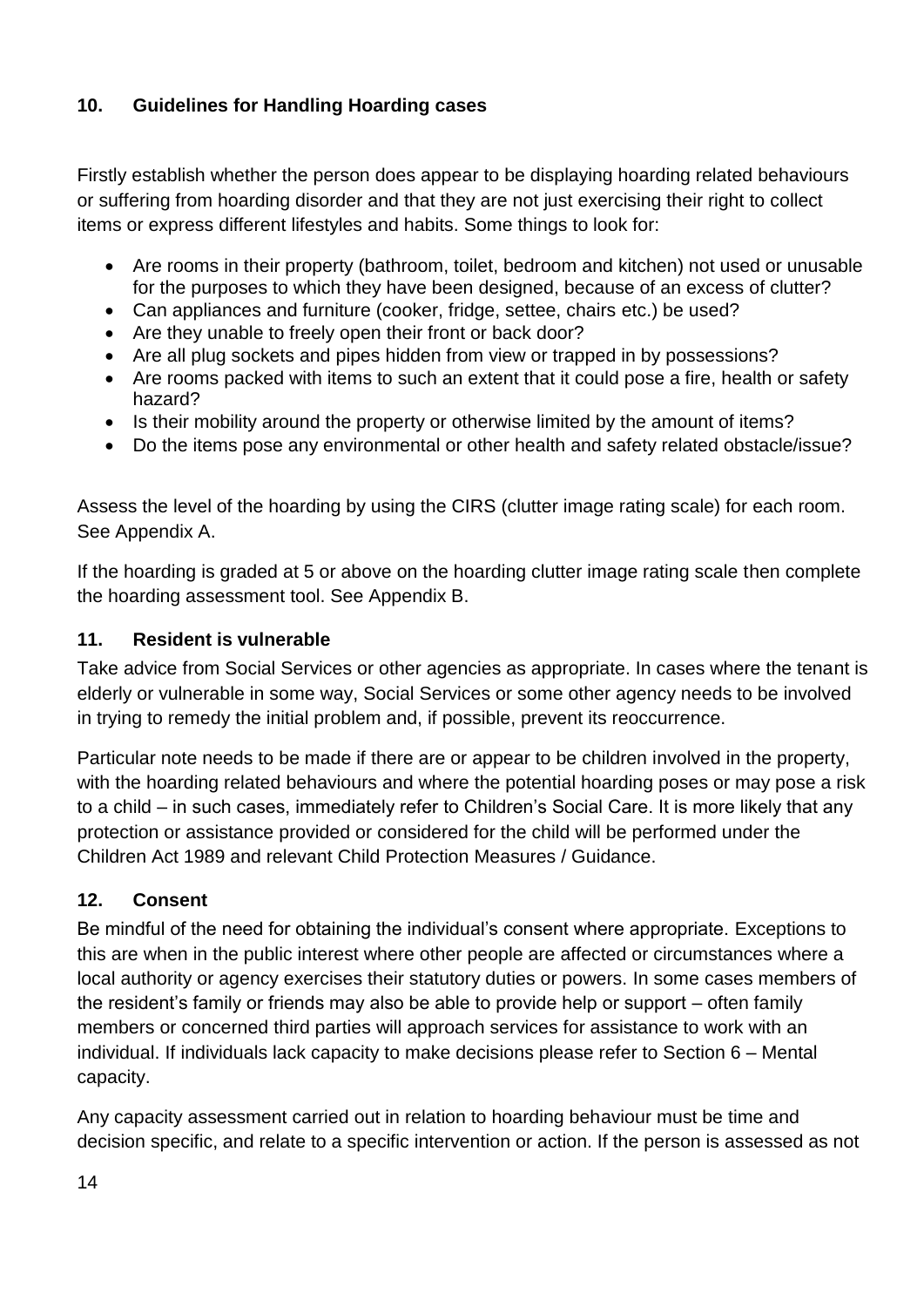## 10. Guidelines for Handling Hoarding cases

Firstly establish whether the person does appear to be displaying hoarding related behaviours or suffering from hoarding disorder and that they are not just exercising their right to collect items or express different lifestyles and habits. Some things to look for:

- Are rooms in their property (bathroom, toilet, bedroom and kitchen) not used or unusable for the purposes to which they have been designed, because of an excess of clutter?
- Can appliances and furniture (cooker, fridge, settee, chairs etc.) be used?
- Are they unable to freely open their front or back door?
- Are all plug sockets and pipes hidden from view or trapped in by possessions?
- Are rooms packed with items to such an extent that it could pose a fire, health or safety hazard?
- Is their mobility around the property or otherwise limited by the amount of items?
- Do the items pose any environmental or other health and safety related obstacle/issue?

Assess the level of the hoarding by using the CIRS (clutter image rating scale) for each room. See Appendix A.

If the hoarding is graded at 5 or above on the hoarding clutter image rating scale then complete the hoarding assessment tool. See Appendix B.

## 11. Resident is vulnerable

Take advice from Social Services or other agencies as appropriate. In cases where the tenant is elderly or vulnerable in some way, Social Services or some other agency needs to be involved in trying to remedy the initial problem and, if possible, prevent its reoccurrence.

Particular note needs to be made if there are or appear to be children involved in the property, with the hoarding related behaviours and where the potential hoarding poses or may pose a risk to a child – in such cases, immediately refer to Children's Social Care. It is more likely that any protection or assistance provided or considered for the child will be performed under the Children Act 1989 and relevant Child Protection Measures / Guidance.

## 12. Consent

Be mindful of the need for obtaining the individual's consent where appropriate. Exceptions to this are when in the public interest where other people are affected or circumstances where a local authority or agency exercises their statutory duties or powers. In some cases members of the resident's family or friends may also be able to provide help or support – often family members or concerned third parties will approach services for assistance to work with an individual. If individuals lack capacity to make decisions please refer to Section 6 – Mental capacity.

Any capacity assessment carried out in relation to hoarding behaviour must be time and decision specific, and relate to a specific intervention or action. If the person is assessed as not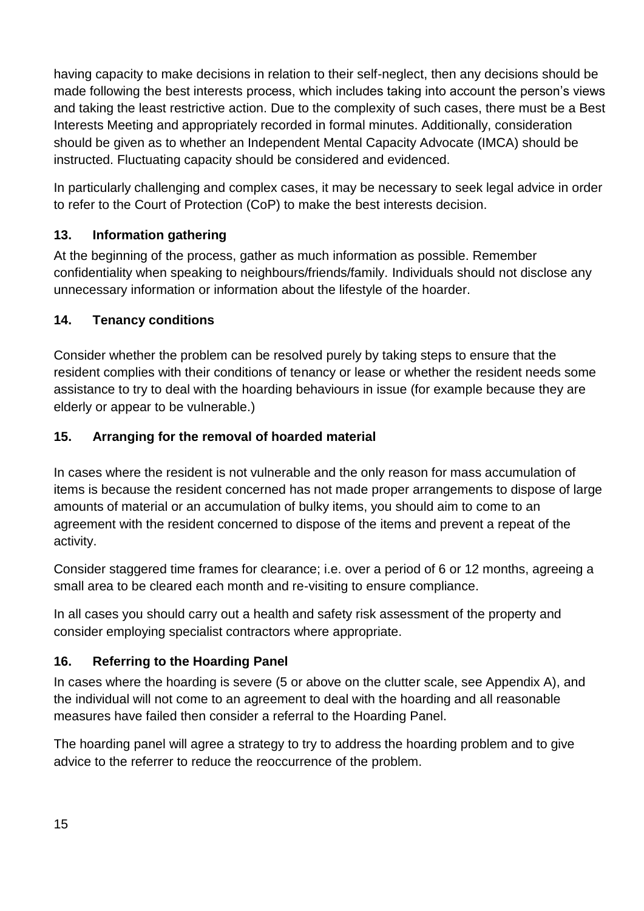having capacity to make decisions in relation to their self-neglect, then any decisions should be made following the best interests process, which includes taking into account the person's views and taking the least restrictive action. Due to the complexity of such cases, there must be a Best Interests Meeting and appropriately recorded in formal minutes. Additionally, consideration should be given as to whether an Independent Mental Capacity Advocate (IMCA) should be instructed. Fluctuating capacity should be considered and evidenced.

In particularly challenging and complex cases, it may be necessary to seek legal advice in order to refer to the Court of Protection (CoP) to make the best interests decision.

## 13. Information gathering

At the beginning of the process, gather as much information as possible. Remember confidentiality when speaking to neighbours/friends/family. Individuals should not disclose any unnecessary information or information about the lifestyle of the hoarder.

## 14. Tenancy conditions

Consider whether the problem can be resolved purely by taking steps to ensure that the resident complies with their conditions of tenancy or lease or whether the resident needs some assistance to try to deal with the hoarding behaviours in issue (for example because they are elderly or appear to be vulnerable.)

## 15. Arranging for the removal of hoarded material

In cases where the resident is not vulnerable and the only reason for mass accumulation of items is because the resident concerned has not made proper arrangements to dispose of large amounts of material or an accumulation of bulky items, you should aim to come to an agreement with the resident concerned to dispose of the items and prevent a repeat of the activity.

Consider staggered time frames for clearance; i.e. over a period of 6 or 12 months, agreeing a small area to be cleared each month and re-visiting to ensure compliance.

In all cases you should carry out a health and safety risk assessment of the property and consider employing specialist contractors where appropriate.

## 16. Referring to the Hoarding Panel

In cases where the hoarding is severe (5 or above on the clutter scale, see Appendix A), and the individual will not come to an agreement to deal with the hoarding and all reasonable measures have failed then consider a referral to the Hoarding Panel.

The hoarding panel will agree a strategy to try to address the hoarding problem and to give advice to the referrer to reduce the reoccurrence of the problem.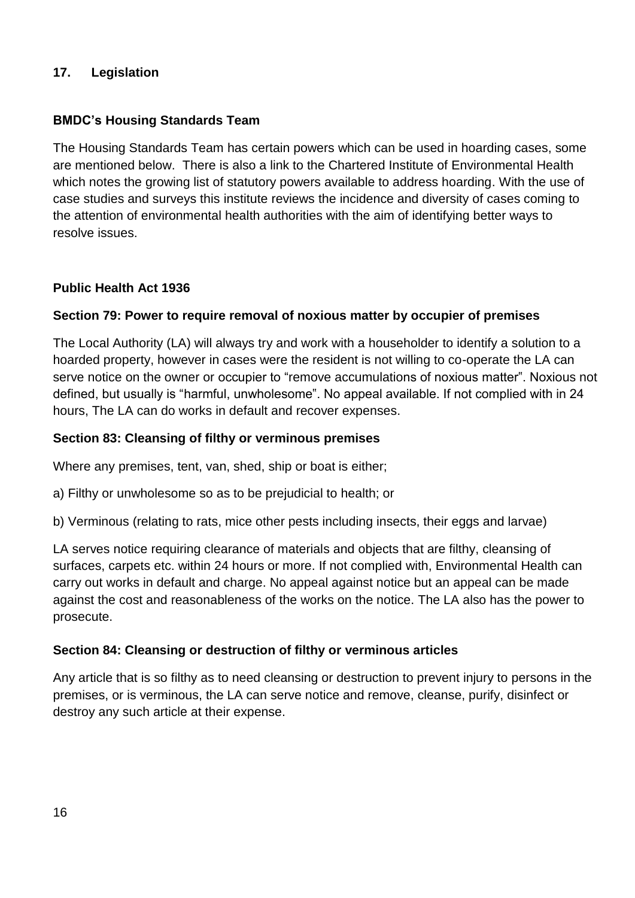## 17. Legislation

### BMDC's Housing Standards Team

The Housing Standards Team has certain powers which can be used in hoarding cases, some are mentioned below. There is also a link to the Chartered Institute of Environmental Health which notes the growing list of statutory powers available to address hoarding. With the use of case studies and surveys this institute reviews the incidence and diversity of cases coming to the attention of environmental health authorities with the aim of identifying better ways to resolve issues.

### Public Health Act 1936

#### Section 79: Power to require removal of noxious matter by occupier of premises

The Local Authority (LA) will always try and work with a householder to identify a solution to a hoarded property, however in cases were the resident is not willing to co-operate the LA can serve notice on the owner or occupier to "remove accumulations of noxious matter". Noxious not defined, but usually is "harmful, unwholesome". No appeal available. If not complied with in 24 hours, The LA can do works in default and recover expenses.

#### Section 83: Cleansing of filthy or verminous premises

Where any premises, tent, van, shed, ship or boat is either;

a) Filthy or unwholesome so as to be prejudicial to health; or

b) Verminous (relating to rats, mice other pests including insects, their eggs and larvae)

LA serves notice requiring clearance of materials and objects that are filthy, cleansing of surfaces, carpets etc. within 24 hours or more. If not complied with, Environmental Health can carry out works in default and charge. No appeal against notice but an appeal can be made against the cost and reasonableness of the works on the notice. The LA also has the power to prosecute.

#### Section 84: Cleansing or destruction of filthy or verminous articles

Any article that is so filthy as to need cleansing or destruction to prevent injury to persons in the premises, or is verminous, the LA can serve notice and remove, cleanse, purify, disinfect or destroy any such article at their expense.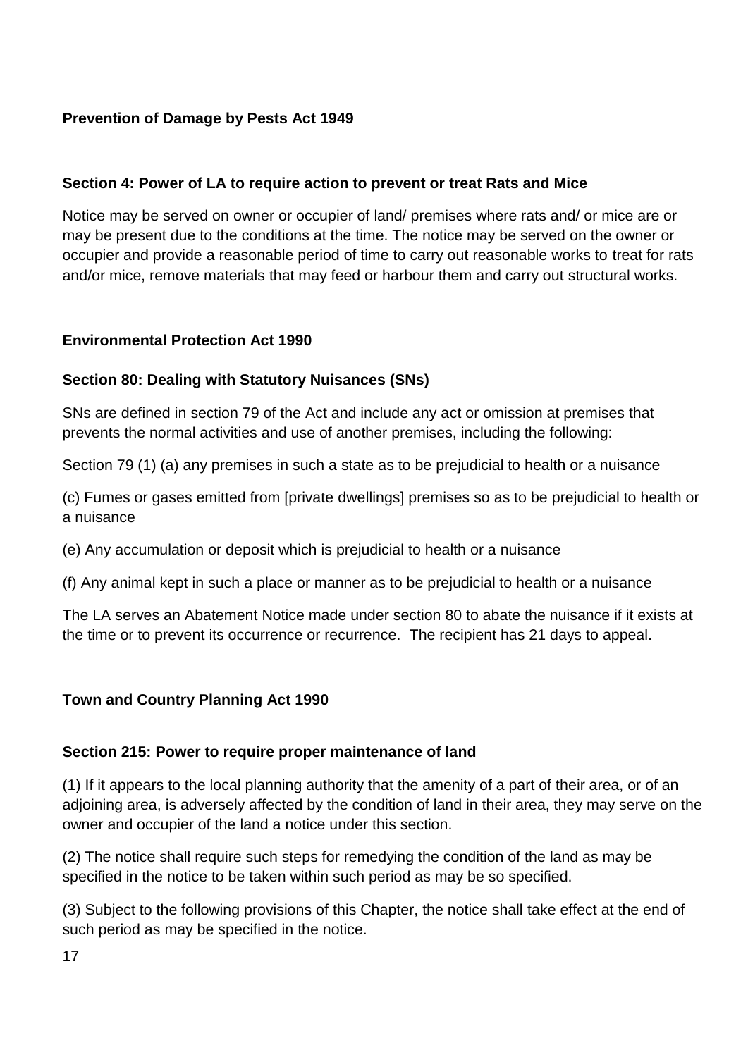**Prevention of Damage by Pests Act 1949**

**Section 4: Power of LA to require action to prevent or treat Rats and Mice**

Notice may be served on owner or occupier of land/ premises where rats and/ or mice are or may be present due to the conditions at the time. The notice may be served on the owner or occupier and provide a reasonable period of time to carry out reasonable works to treat for rats and/or mice, remove materials that may feed or harbour them and carry out structural works.

**Environmental Protection Act 1990**

**Section 80: Dealing with Statutory Nuisances (SNs)**

SNs are defined in section 79 of the Act and include any act or omission at premises that prevents the normal activities and use of another premises, including the following:

Section 79 (1) (a) any premises in such a state as to be prejudicial to health or a nuisance

(c) Fumes or gases emitted from [private dwellings] premises so as to be prejudicial to health or a nuisance

(e) Any accumulation or deposit which is prejudicial to health or a nuisance

(f) Any animal kept in such a place or manner as to be prejudicial to health or a nuisance

The LA serves an Abatement Notice made under section 80 to abate the nuisance if it exists at the time or to prevent its occurrence or recurrence. The recipient has 21 days to appeal.

**Town and Country Planning Act 1990**

**Section 215: Power to require proper maintenance of land**

(1) If it appears to the local planning authority that the amenity of a part of their area, or of an adjoining area, is adversely affected by the condition of land in their area, they may serve on the owner and occupier of the land a notice under this section.

(2) The notice shall require such steps for remedying the condition of the land as may be specified in the notice to be taken within such period as may be so specified.

(3) Subject to the following provisions of this Chapter, the notice shall take effect at the end of such period as may be specified in the notice.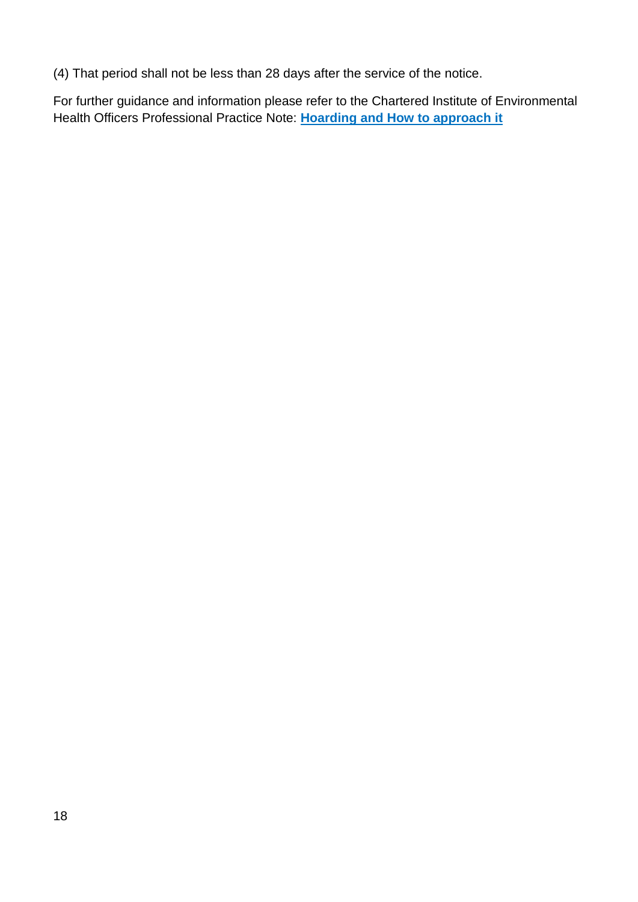(4) That period shall not be less than 28 days after the service of the notice.

For further guidance and information please refer to the Chartered Institute of Environmental Health Officers Professional Practice Note: **Hoarding and How to approach it**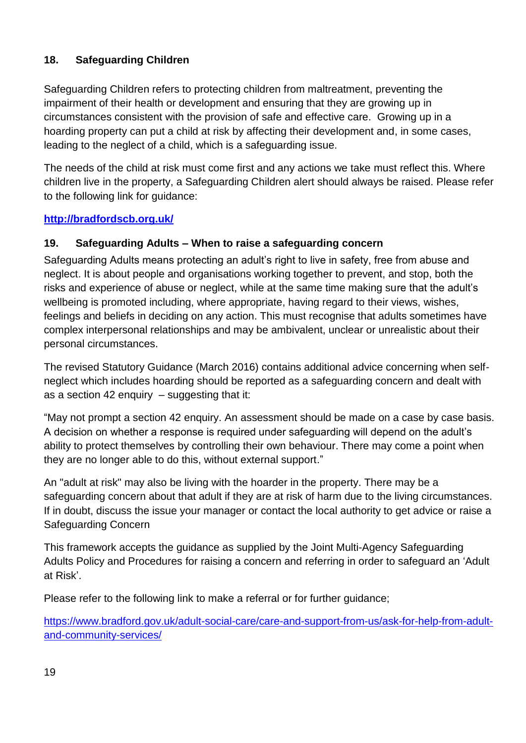## 18. Safeguarding Children

Safeguarding Children refers to protecting children from maltreatment, preventing the impairment of their health or development and ensuring that they are growing up in circumstances consistent with the provision of safe and effective care. Growing up in a hoarding property can put a child at risk by affecting their development and, in some cases, leading to the neglect of a child, which is a safeguarding issue.

The needs of the child at risk must come first and any actions we take must reflect this. Where children live in the property, a Safeguarding Children alert should always be raised. Please refer to the following link for guidance:

**http://bradfordscb.org.uk/**

## 19. Safeguarding Adults – When to raise a safeguarding concern

Safeguarding Adults means protecting an adult's right to live in safety, free from abuse and neglect. It is about people and organisations working together to prevent, and stop, both the risks and experience of abuse or neglect, while at the same time making sure that the adult's wellbeing is promoted including, where appropriate, having regard to their views, wishes, feelings and beliefs in deciding on any action. This must recognise that adults sometimes have complex interpersonal relationships and may be ambivalent, unclear or unrealistic about their personal circumstances.

The revised Statutory Guidance (March 2016) contains additional advice concerning when self-neglect which includes hoarding should be reported as a safeguarding concern and dealt with as a section 42 enquiry – suggesting that it:

"May not prompt a section 42 enquiry. An assessment should be made on a case by case basis. A decision on whether a response is required under safeguarding will depend on the adult's ability to protect themselves by controlling their own behaviour. There may come a point when they are no longer able to do this, without external support."

An "adult at risk" may also be living with the hoarder in the property. There may be a safeguarding concern about that adult if they are at risk of harm due to the living circumstances. If in doubt, discuss the issue your manager or contact the local authority to get advice or raise a Safeguarding Concern

This framework accepts the guidance as supplied by the Joint Multi-Agency Safeguarding Adults Policy and Procedures for raising a concern and referring in order to safeguard an 'Adult at Risk'.

Please refer to the following link to make a referral or for further guidance;

https://www.bradford.gov.uk/adult-social-care/care-and-support-from-us/ask-for-help-from-adult-and-community-services/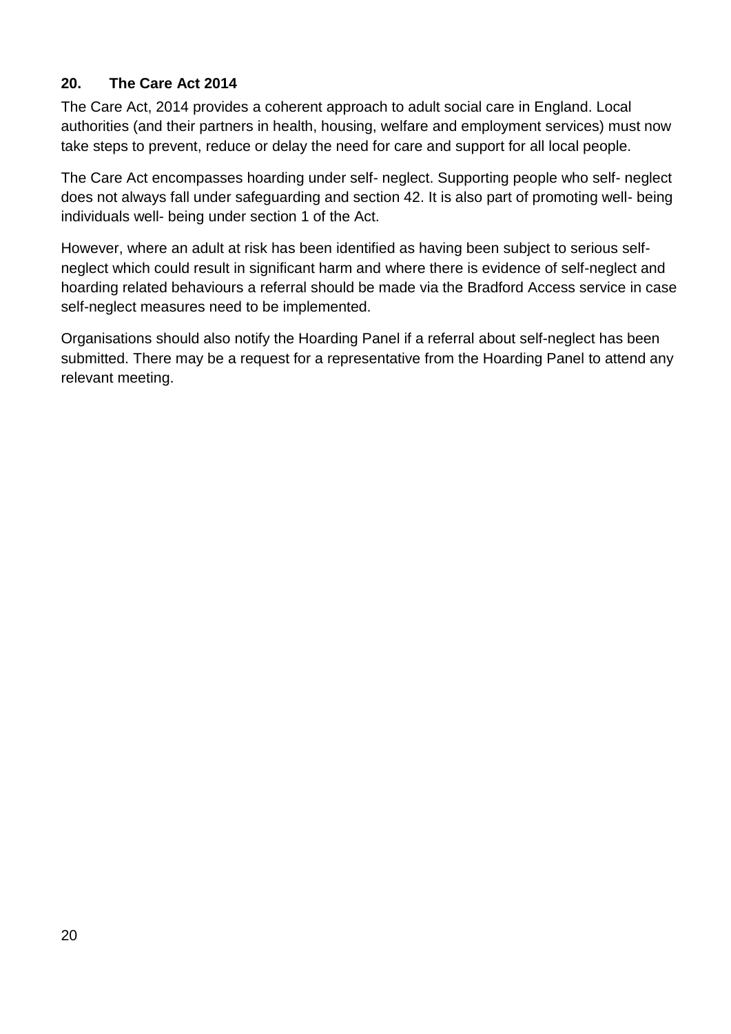## 20. The Care Act 2014

The Care Act, 2014 provides a coherent approach to adult social care in England. Local authorities (and their partners in health, housing, welfare and employment services) must now take steps to prevent, reduce or delay the need for care and support for all local people.

The Care Act encompasses hoarding under self- neglect. Supporting people who self- neglect does not always fall under safeguarding and section 42. It is also part of promoting well- being individuals well- being under section 1 of the Act.

However, where an adult at risk has been identified as having been subject to serious self-neglect which could result in significant harm and where there is evidence of self-neglect and hoarding related behaviours a referral should be made via the Bradford Access service in case self-neglect measures need to be implemented.

Organisations should also notify the Hoarding Panel if a referral about self-neglect has been submitted. There may be a request for a representative from the Hoarding Panel to attend any relevant meeting.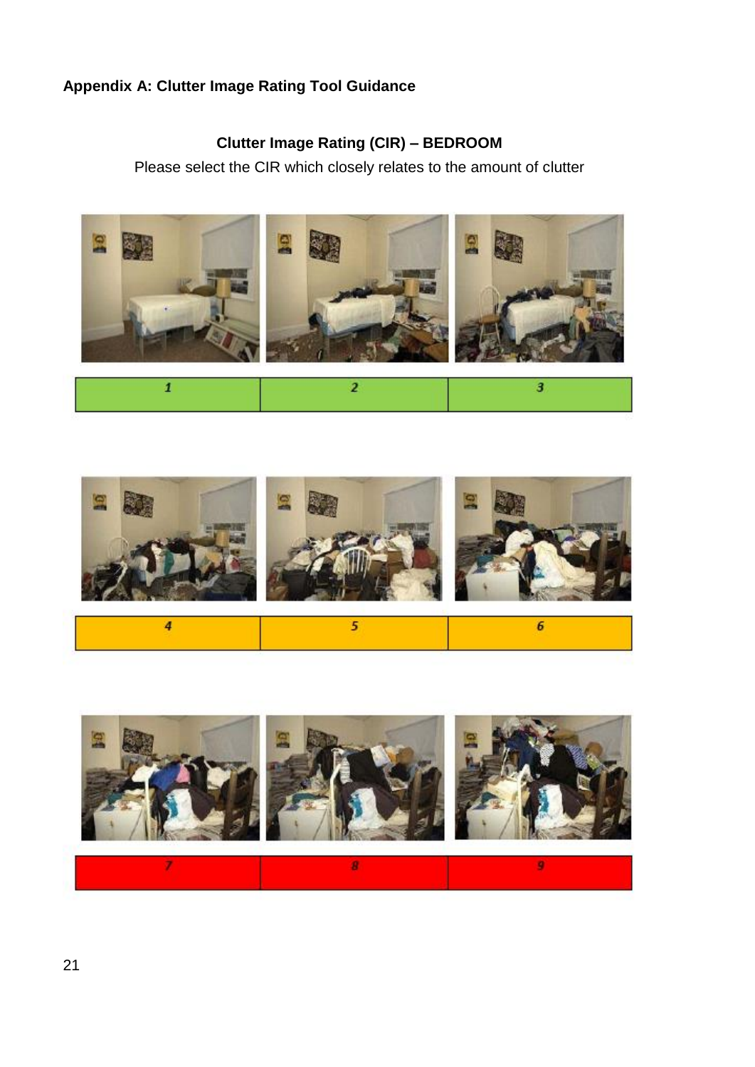**Appendix A: Clutter Image Rating Tool Guidance**

**Clutter Image Rating (CIR) – BEDROOM**

Please select the CIR which closely relates to the amount of clutter

| 1 | 2 | 3 |
|---|---|---|

| 4 | 5 | 6 |
|---|---|---|

| 7 | 8 | 9 |
|---|---|---|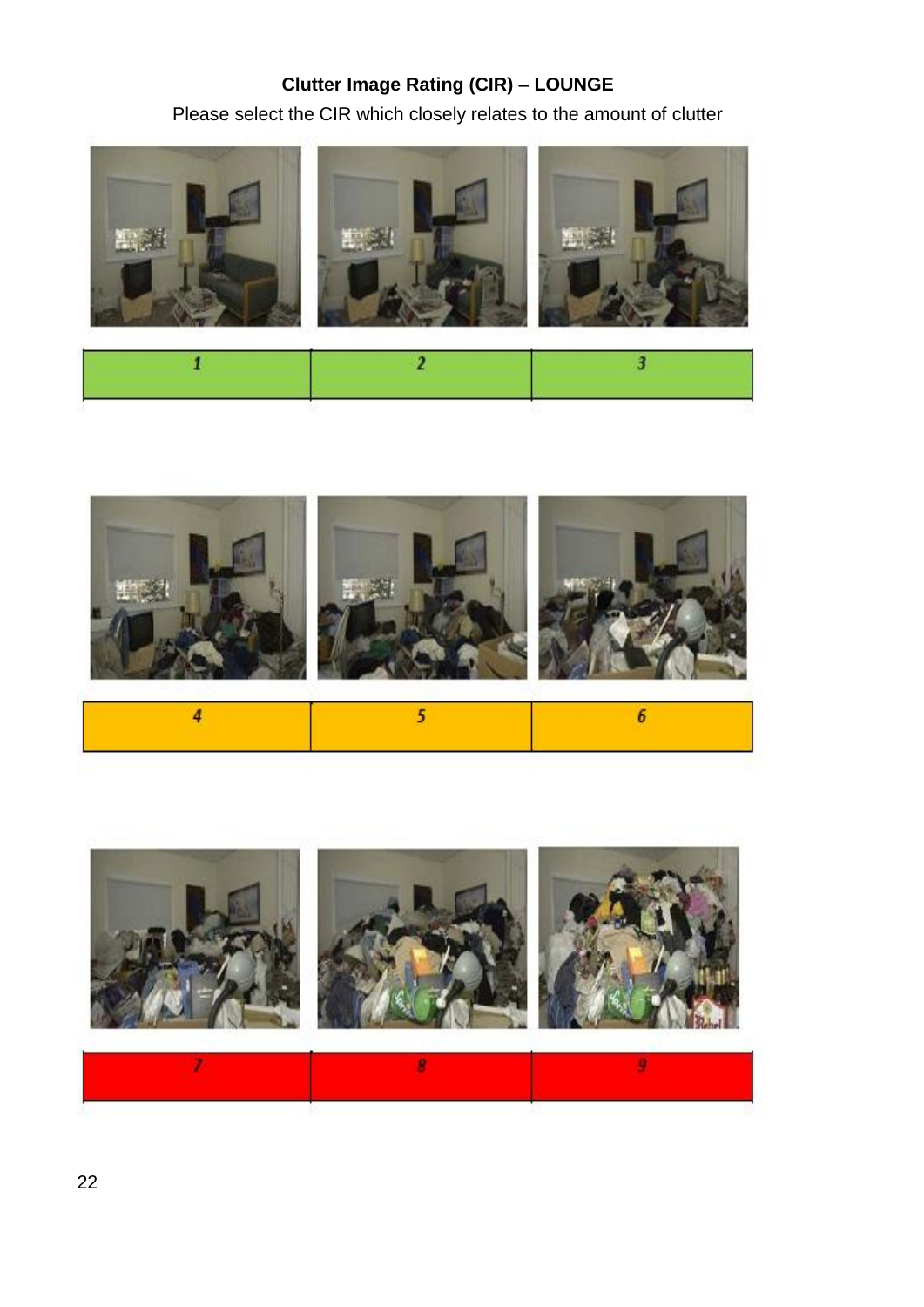**Clutter Image Rating (CIR) – LOUNGE**

Please select the CIR which closely relates to the amount of clutter

| 1 | 2 | 3 |
|---|---|---|

| 4 | 5 | 6 |
|---|---|---|

| 7 | 8 | 9 |
|---|---|---|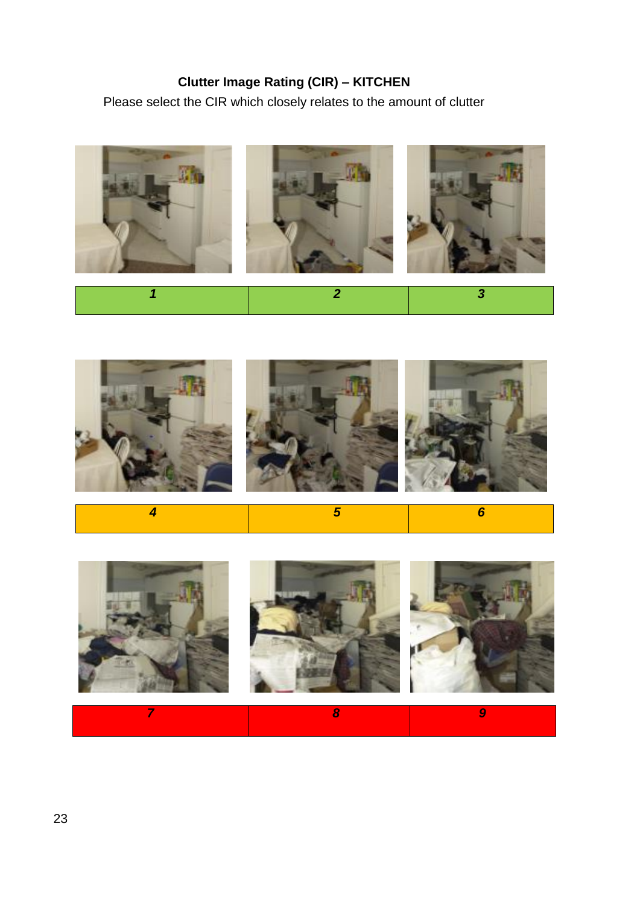**Clutter Image Rating (CIR) – KITCHEN**

Please select the CIR which closely relates to the amount of clutter

| 1 | 2 | 3 |
|---|---|---|

| 4 | 5 | 6 |
|---|---|---|

| 7 | 8 | 9 |
|---|---|---|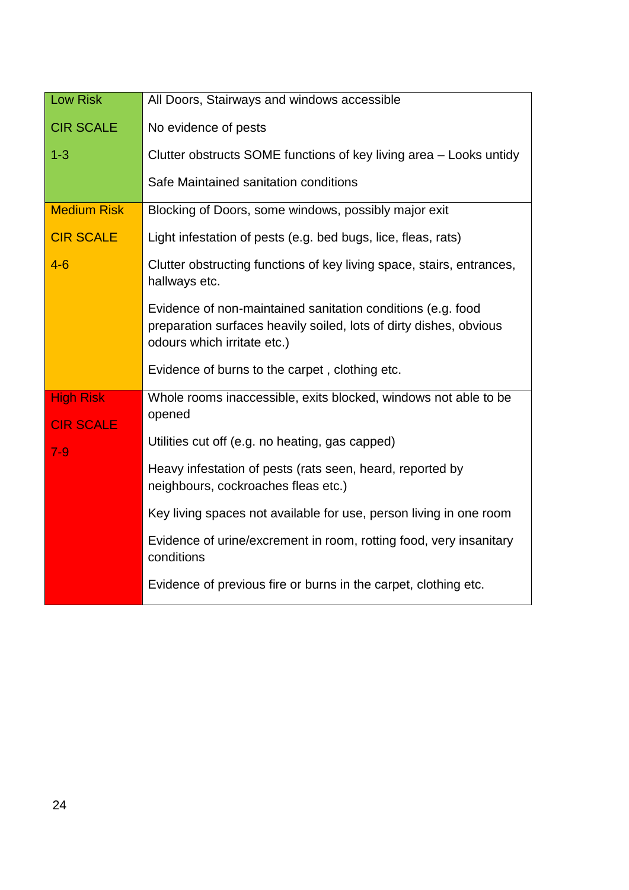| Risk Level | Indicators |
|---|---|
| Low Risk<br><br>CIR SCALE<br><br>1-3 | All Doors, Stairways and windows accessible<br><br>No evidence of pests<br><br>Clutter obstructs SOME functions of key living area – Looks untidy<br><br>Safe Maintained sanitation conditions |
| Medium Risk<br><br>CIR SCALE<br><br>4-6 | Blocking of Doors, some windows, possibly major exit<br><br>Light infestation of pests (e.g. bed bugs, lice, fleas, rats)<br><br>Clutter obstructing functions of key living space, stairs, entrances, hallways etc.<br><br>Evidence of non-maintained sanitation conditions (e.g. food preparation surfaces heavily soiled, lots of dirty dishes, obvious odours which irritate etc.)<br><br>Evidence of burns to the carpet , clothing etc. |
| High Risk<br><br>CIR SCALE<br><br>7-9 | Whole rooms inaccessible, exits blocked, windows not able to be opened<br><br>Utilities cut off (e.g. no heating, gas capped)<br><br>Heavy infestation of pests (rats seen, heard, reported by neighbours, cockroaches fleas etc.)<br><br>Key living spaces not available for use, person living in one room<br><br>Evidence of urine/excrement in room, rotting food, very insanitary conditions<br><br>Evidence of previous fire or burns in the carpet, clothing etc. |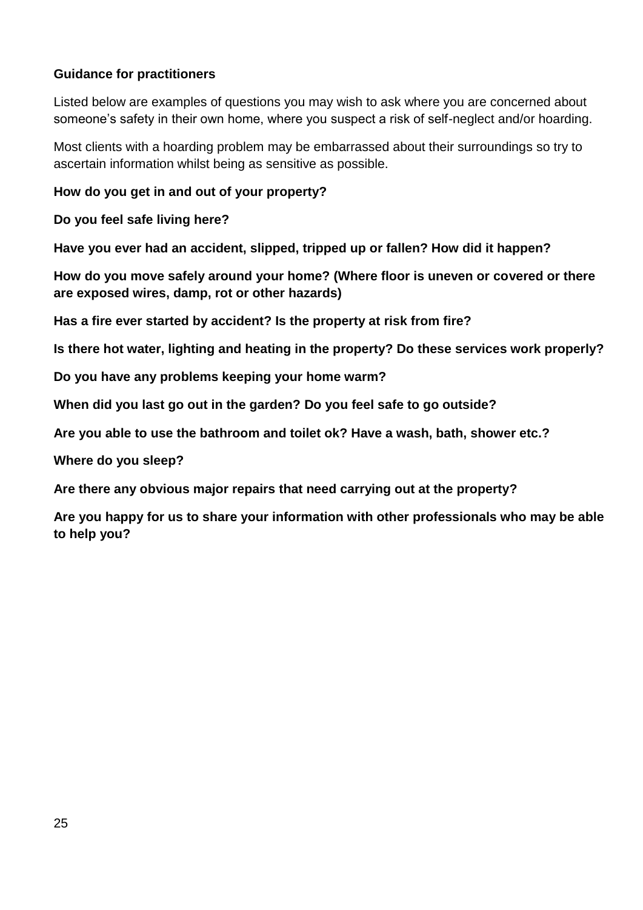**Guidance for practitioners**

Listed below are examples of questions you may wish to ask where you are concerned about someone's safety in their own home, where you suspect a risk of self-neglect and/or hoarding.

Most clients with a hoarding problem may be embarrassed about their surroundings so try to ascertain information whilst being as sensitive as possible.

**How do you get in and out of your property?**

**Do you feel safe living here?**

**Have you ever had an accident, slipped, tripped up or fallen? How did it happen?**

**How do you move safely around your home? (Where floor is uneven or covered or there are exposed wires, damp, rot or other hazards)**

**Has a fire ever started by accident? Is the property at risk from fire?**

**Is there hot water, lighting and heating in the property? Do these services work properly?**

**Do you have any problems keeping your home warm?**

**When did you last go out in the garden? Do you feel safe to go outside?**

**Are you able to use the bathroom and toilet ok? Have a wash, bath, shower etc.?**

**Where do you sleep?**

**Are there any obvious major repairs that need carrying out at the property?**

**Are you happy for us to share your information with other professionals who may be able to help you?**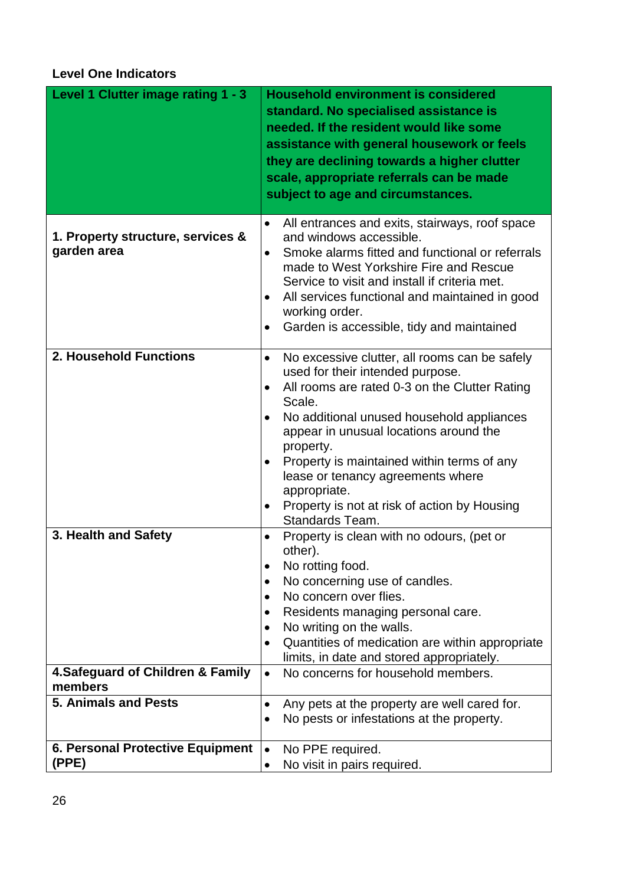**Level One Indicators**

| **Level 1 Clutter image rating 1 - 3** | **Household environment is considered standard. No specialised assistance is needed. If the resident would like some assistance with general housework or feels they are declining towards a higher clutter scale, appropriate referrals can be made subject to age and circumstances.** |
|---|---|
| **1. Property structure, services & garden area** | • All entrances and exits, stairways, roof space and windows accessible.<br>• Smoke alarms fitted and functional or referrals made to West Yorkshire Fire and Rescue Service to visit and install if criteria met.<br>• All services functional and maintained in good working order.<br>• Garden is accessible, tidy and maintained |
| **2. Household Functions** | • No excessive clutter, all rooms can be safely used for their intended purpose.<br>• All rooms are rated 0-3 on the Clutter Rating Scale.<br>• No additional unused household appliances appear in unusual locations around the property.<br>• Property is maintained within terms of any lease or tenancy agreements where appropriate.<br>• Property is not at risk of action by Housing Standards Team. |
| **3. Health and Safety** | • Property is clean with no odours, (pet or other).<br>• No rotting food.<br>• No concerning use of candles.<br>• No concern over flies.<br>• Residents managing personal care.<br>• No writing on the walls.<br>• Quantities of medication are within appropriate limits, in date and stored appropriately. |
| **4.Safeguard of Children & Family members** | • No concerns for household members. |
| **5. Animals and Pests** | • Any pets at the property are well cared for.<br>• No pests or infestations at the property. |
| **6. Personal Protective Equipment (PPE)** | • No PPE required.<br>• No visit in pairs required. |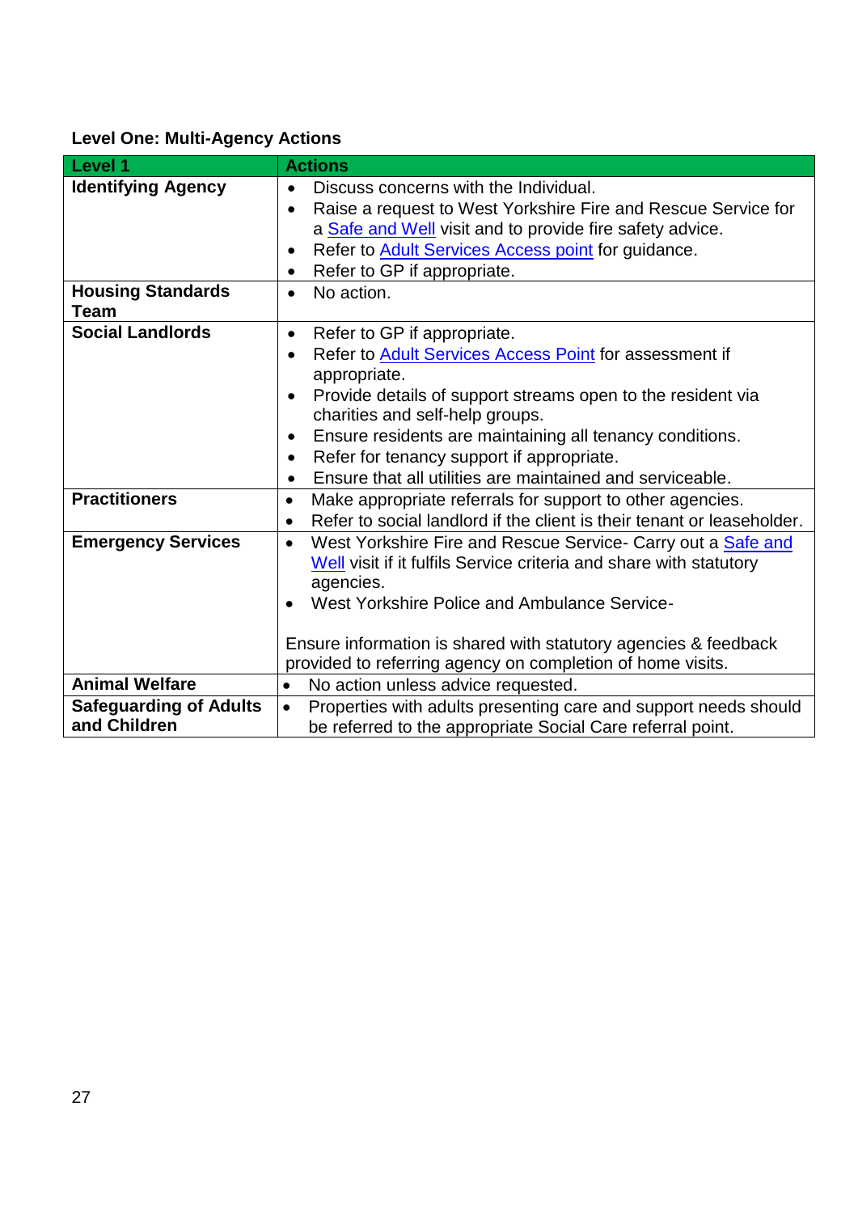### Level One: Multi-Agency Actions

| Level 1 | Actions |
|---|---|
| **Identifying Agency** | • Discuss concerns with the Individual.<br>• Raise a request to West Yorkshire Fire and Rescue Service for a Safe and Well visit and to provide fire safety advice.<br>• Refer to Adult Services Access point for guidance.<br>• Refer to GP if appropriate. |
| **Housing Standards Team** | • No action. |
| **Social Landlords** | • Refer to GP if appropriate.<br>• Refer to Adult Services Access Point for assessment if appropriate.<br>• Provide details of support streams open to the resident via charities and self-help groups.<br>• Ensure residents are maintaining all tenancy conditions.<br>• Refer for tenancy support if appropriate.<br>• Ensure that all utilities are maintained and serviceable. |
| **Practitioners** | • Make appropriate referrals for support to other agencies.<br>• Refer to social landlord if the client is their tenant or leaseholder. |
| **Emergency Services** | • West Yorkshire Fire and Rescue Service- Carry out a Safe and Well visit if it fulfils Service criteria and share with statutory agencies.<br>• West Yorkshire Police and Ambulance Service-<br><br>Ensure information is shared with statutory agencies & feedback provided to referring agency on completion of home visits. |
| **Animal Welfare** | • No action unless advice requested. |
| **Safeguarding of Adults and Children** | • Properties with adults presenting care and support needs should be referred to the appropriate Social Care referral point. |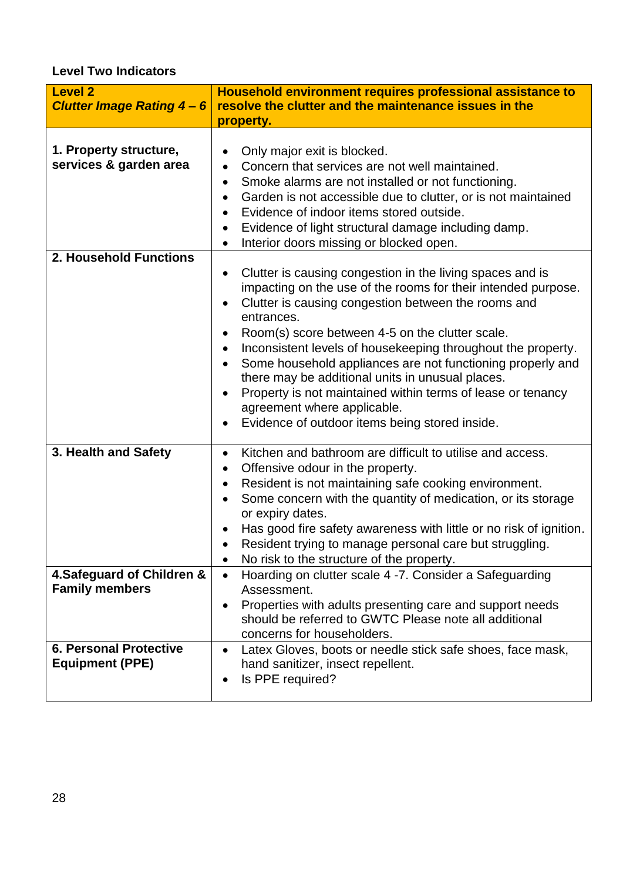**Level Two Indicators**

| **Level 2**<br>***Clutter Image Rating 4 – 6*** | **Household environment requires professional assistance to resolve the clutter and the maintenance issues in the property.** |
|---|---|
| **1. Property structure, services & garden area** | • Only major exit is blocked.<br>• Concern that services are not well maintained.<br>• Smoke alarms are not installed or not functioning.<br>• Garden is not accessible due to clutter, or is not maintained<br>• Evidence of indoor items stored outside.<br>• Evidence of light structural damage including damp.<br>• Interior doors missing or blocked open. |
| **2. Household Functions** | • Clutter is causing congestion in the living spaces and is impacting on the use of the rooms for their intended purpose.<br>• Clutter is causing congestion between the rooms and entrances.<br>• Room(s) score between 4-5 on the clutter scale.<br>• Inconsistent levels of housekeeping throughout the property.<br>• Some household appliances are not functioning properly and there may be additional units in unusual places.<br>• Property is not maintained within terms of lease or tenancy agreement where applicable.<br>• Evidence of outdoor items being stored inside. |
| **3. Health and Safety** | • Kitchen and bathroom are difficult to utilise and access.<br>• Offensive odour in the property.<br>• Resident is not maintaining safe cooking environment.<br>• Some concern with the quantity of medication, or its storage or expiry dates.<br>• Has good fire safety awareness with little or no risk of ignition.<br>• Resident trying to manage personal care but struggling.<br>• No risk to the structure of the property. |
| **4.Safeguard of Children & Family members** | • Hoarding on clutter scale 4 -7. Consider a Safeguarding Assessment.<br>• Properties with adults presenting care and support needs should be referred to GWTC Please note all additional concerns for householders. |
| **6. Personal Protective Equipment (PPE)** | • Latex Gloves, boots or needle stick safe shoes, face mask, hand sanitizer, insect repellent.<br>• Is PPE required? |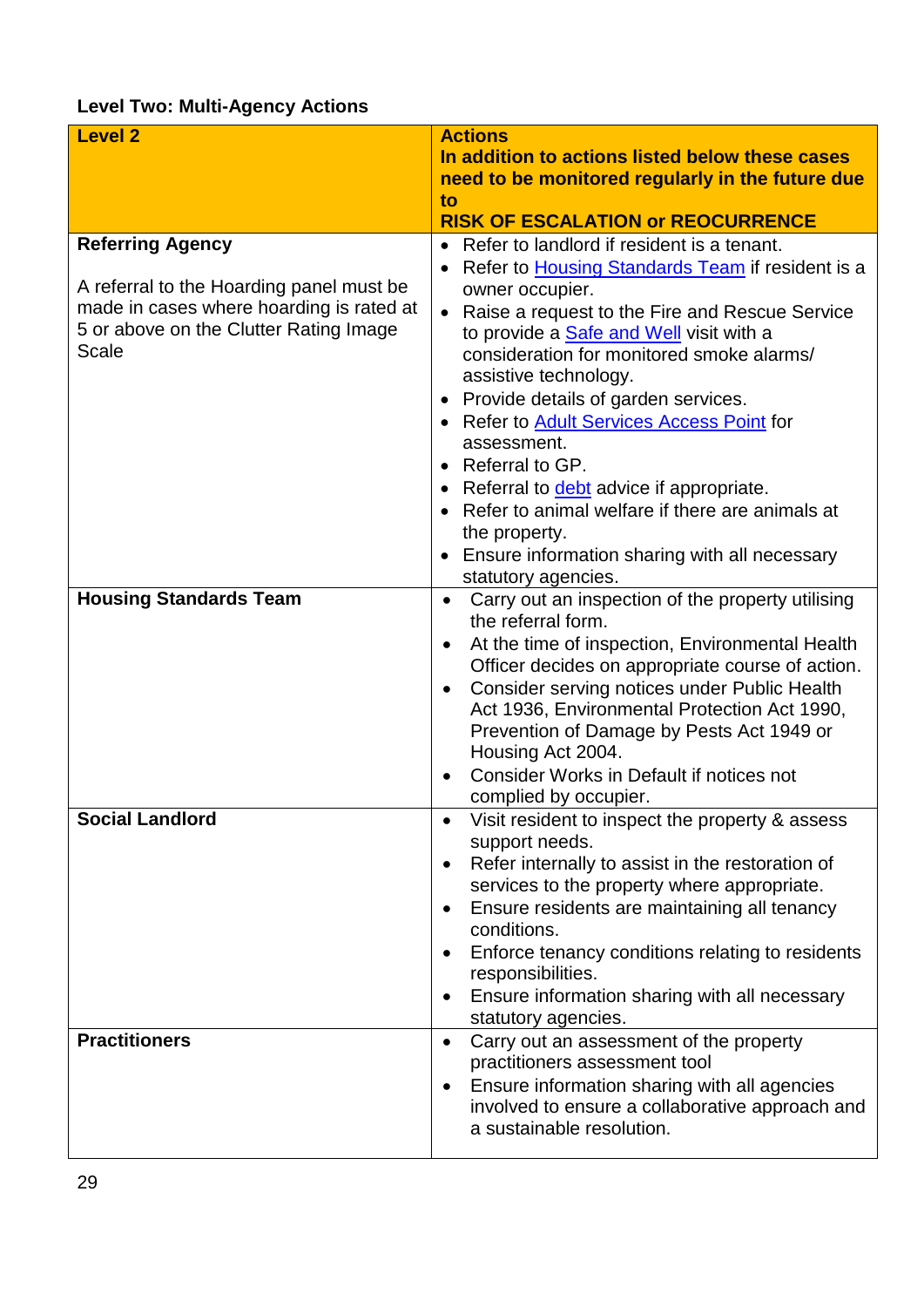**Level Two: Multi-Agency Actions**

| Level 2 | Actions<br>In addition to actions listed below these cases need to be monitored regularly in the future due to<br>RISK OF ESCALATION or REOCURRENCE |
|---|---|
| **Referring Agency**<br><br>A referral to the Hoarding panel must be made in cases where hoarding is rated at 5 or above on the Clutter Rating Image Scale | • Refer to landlord if resident is a tenant.<br>• Refer to Housing Standards Team if resident is a owner occupier.<br>• Raise a request to the Fire and Rescue Service to provide a Safe and Well visit with a consideration for monitored smoke alarms/ assistive technology.<br>• Provide details of garden services.<br>• Refer to Adult Services Access Point for assessment.<br>• Referral to GP.<br>• Referral to debt advice if appropriate.<br>• Refer to animal welfare if there are animals at the property.<br>• Ensure information sharing with all necessary statutory agencies. |
| **Housing Standards Team** | • Carry out an inspection of the property utilising the referral form.<br>• At the time of inspection, Environmental Health Officer decides on appropriate course of action.<br>• Consider serving notices under Public Health Act 1936, Environmental Protection Act 1990, Prevention of Damage by Pests Act 1949 or Housing Act 2004.<br>• Consider Works in Default if notices not complied by occupier. |
| **Social Landlord** | • Visit resident to inspect the property & assess support needs.<br>• Refer internally to assist in the restoration of services to the property where appropriate.<br>• Ensure residents are maintaining all tenancy conditions.<br>• Enforce tenancy conditions relating to residents responsibilities.<br>• Ensure information sharing with all necessary statutory agencies. |
| **Practitioners** | • Carry out an assessment of the property practitioners assessment tool<br>• Ensure information sharing with all agencies involved to ensure a collaborative approach and a sustainable resolution. |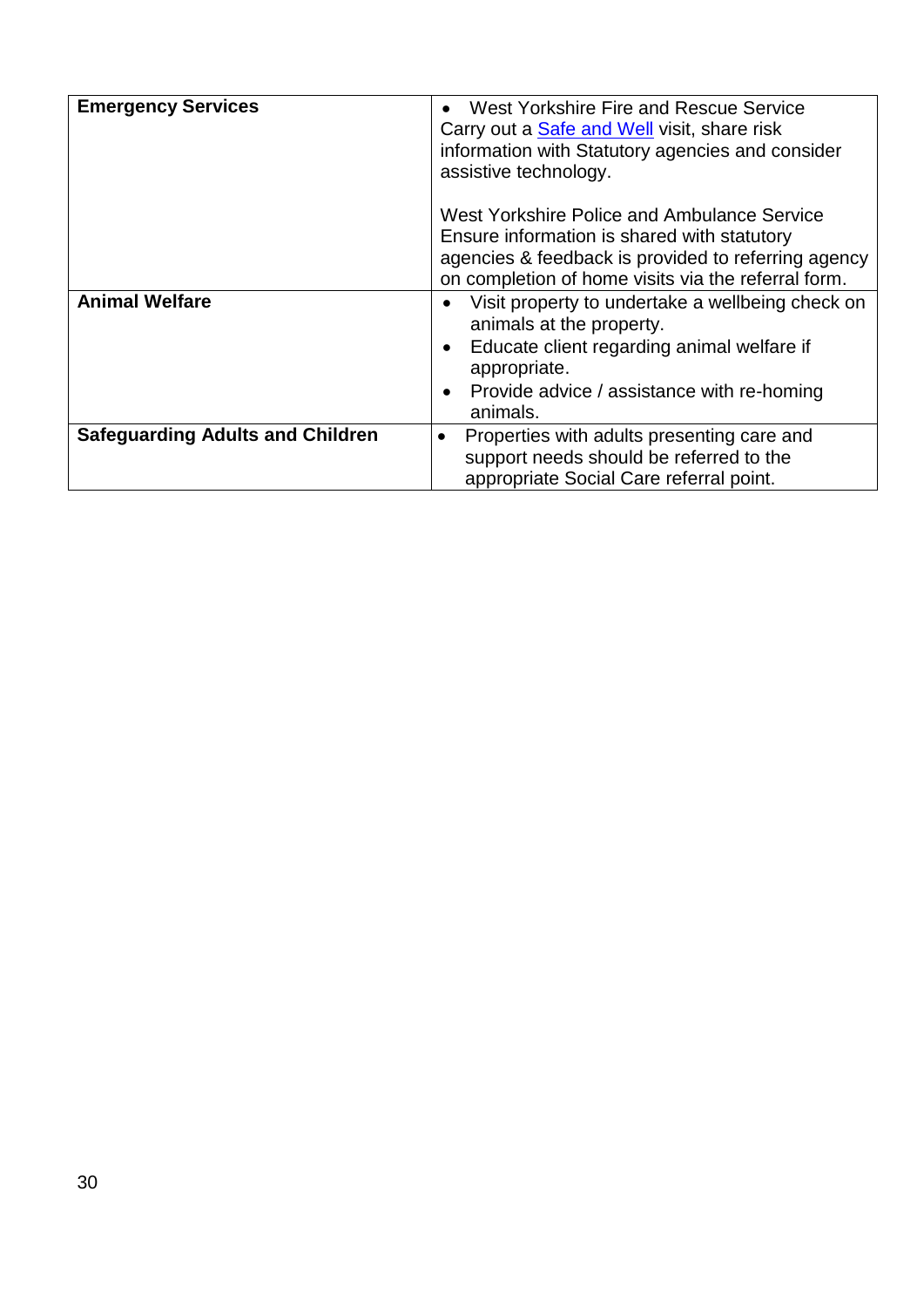| | |
|---|---|
| **Emergency Services** | • West Yorkshire Fire and Rescue Service<br>Carry out a Safe and Well visit, share risk information with Statutory agencies and consider assistive technology.<br><br>West Yorkshire Police and Ambulance Service<br>Ensure information is shared with statutory agencies & feedback is provided to referring agency on completion of home visits via the referral form. |
| **Animal Welfare** | • Visit property to undertake a wellbeing check on animals at the property.<br>• Educate client regarding animal welfare if appropriate.<br>• Provide advice / assistance with re-homing animals. |
| **Safeguarding Adults and Children** | • Properties with adults presenting care and support needs should be referred to the appropriate Social Care referral point. |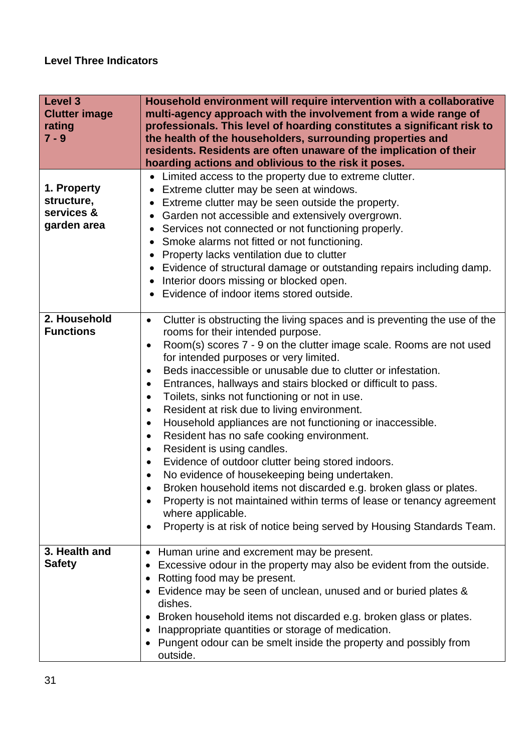**Level Three Indicators**

| **Level 3 Clutter image rating 7 - 9** | **Household environment will require intervention with a collaborative multi-agency approach with the involvement from a wide range of professionals. This level of hoarding constitutes a significant risk to the health of the householders, surrounding properties and residents. Residents are often unaware of the implication of their hoarding actions and oblivious to the risk it poses.** |
|---|---|
| **1. Property structure, services & garden area** | • Limited access to the property due to extreme clutter.<br>• Extreme clutter may be seen at windows.<br>• Extreme clutter may be seen outside the property.<br>• Garden not accessible and extensively overgrown.<br>• Services not connected or not functioning properly.<br>• Smoke alarms not fitted or not functioning.<br>• Property lacks ventilation due to clutter<br>• Evidence of structural damage or outstanding repairs including damp.<br>• Interior doors missing or blocked open.<br>• Evidence of indoor items stored outside. |
| **2. Household Functions** | • Clutter is obstructing the living spaces and is preventing the use of the rooms for their intended purpose.<br>• Room(s) scores 7 - 9 on the clutter image scale. Rooms are not used for intended purposes or very limited.<br>• Beds inaccessible or unusable due to clutter or infestation.<br>• Entrances, hallways and stairs blocked or difficult to pass.<br>• Toilets, sinks not functioning or not in use.<br>• Resident at risk due to living environment.<br>• Household appliances are not functioning or inaccessible.<br>• Resident has no safe cooking environment.<br>• Resident is using candles.<br>• Evidence of outdoor clutter being stored indoors.<br>• No evidence of housekeeping being undertaken.<br>• Broken household items not discarded e.g. broken glass or plates.<br>• Property is not maintained within terms of lease or tenancy agreement where applicable.<br>• Property is at risk of notice being served by Housing Standards Team. |
| **3. Health and Safety** | • Human urine and excrement may be present.<br>• Excessive odour in the property may also be evident from the outside.<br>• Rotting food may be present.<br>• Evidence may be seen of unclean, unused and or buried plates & dishes.<br>• Broken household items not discarded e.g. broken glass or plates.<br>• Inappropriate quantities or storage of medication.<br>• Pungent odour can be smelt inside the property and possibly from outside. |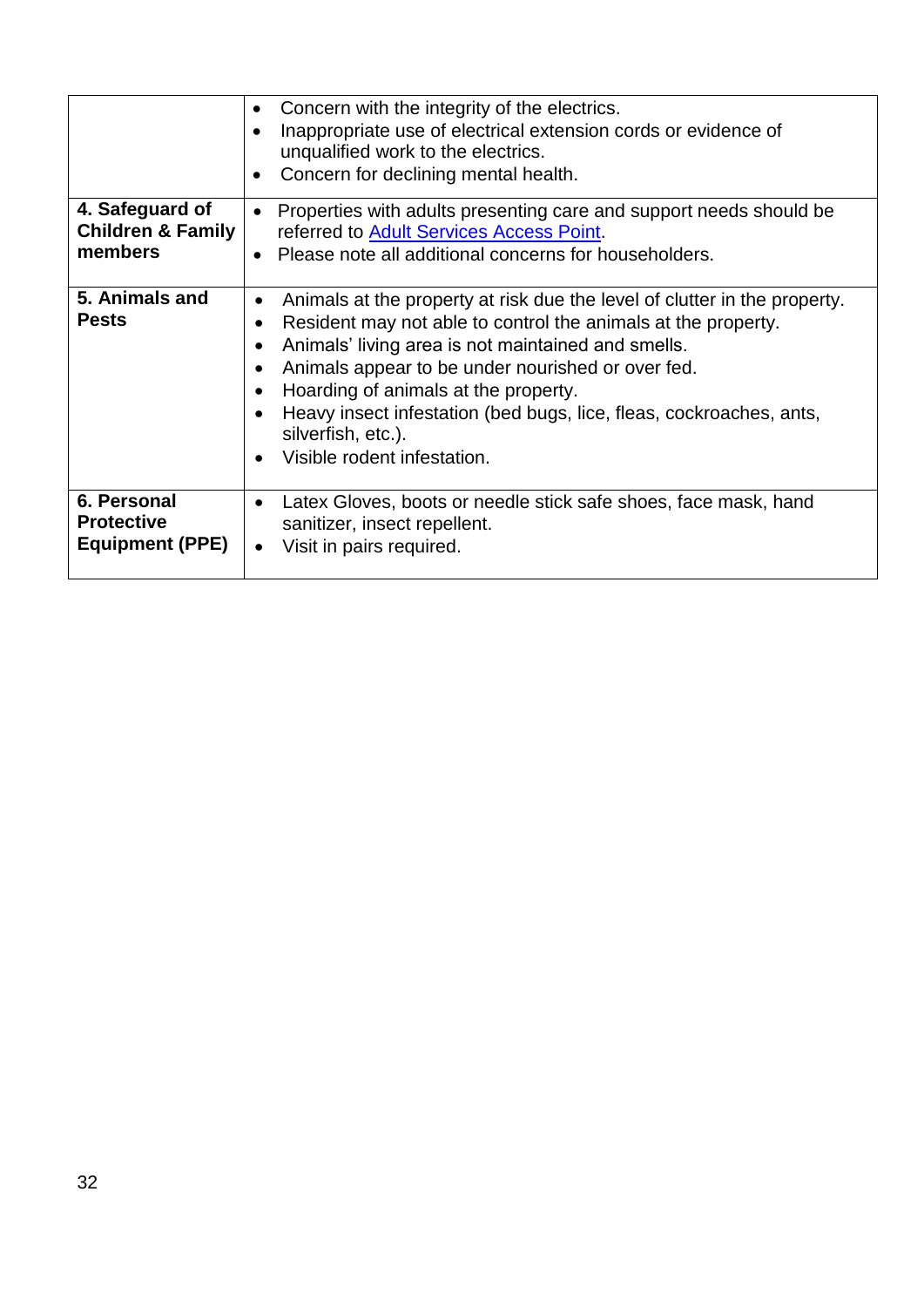| | |
|---|---|
| | • Concern with the integrity of the electrics.<br>• Inappropriate use of electrical extension cords or evidence of unqualified work to the electrics.<br>• Concern for declining mental health. |
| **4. Safeguard of Children & Family members** | • Properties with adults presenting care and support needs should be referred to [Adult Services Access Point](). <br>• Please note all additional concerns for householders. |
| **5. Animals and Pests** | • Animals at the property at risk due the level of clutter in the property.<br>• Resident may not able to control the animals at the property.<br>• Animals' living area is not maintained and smells.<br>• Animals appear to be under nourished or over fed.<br>• Hoarding of animals at the property.<br>• Heavy insect infestation (bed bugs, lice, fleas, cockroaches, ants, silverfish, etc.).<br>• Visible rodent infestation. |
| **6. Personal Protective Equipment (PPE)** | • Latex Gloves, boots or needle stick safe shoes, face mask, hand sanitizer, insect repellent.<br>• Visit in pairs required. |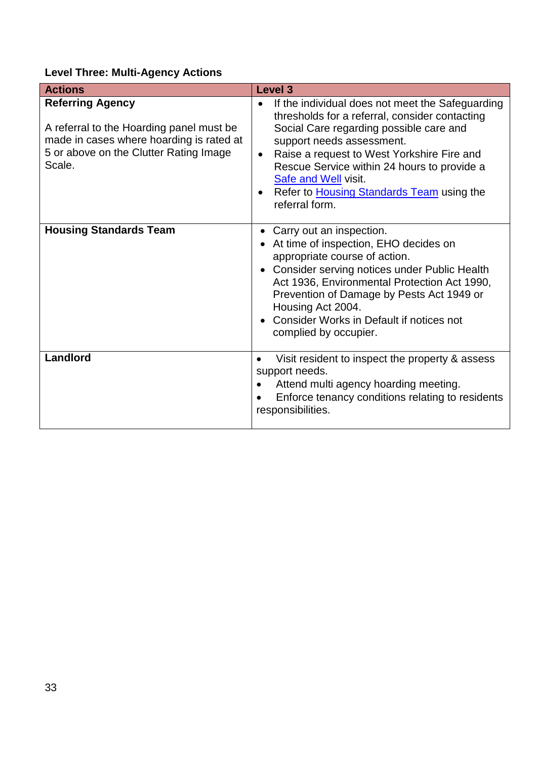**Level Three: Multi-Agency Actions**

| Actions | Level 3 |
|---|---|
| **Referring Agency**<br><br>A referral to the Hoarding panel must be made in cases where hoarding is rated at 5 or above on the Clutter Rating Image Scale. | • If the individual does not meet the Safeguarding thresholds for a referral, consider contacting Social Care regarding possible care and support needs assessment.<br>• Raise a request to West Yorkshire Fire and Rescue Service within 24 hours to provide a Safe and Well visit.<br>• Refer to Housing Standards Team using the referral form. |
| **Housing Standards Team** | • Carry out an inspection.<br>• At time of inspection, EHO decides on appropriate course of action.<br>• Consider serving notices under Public Health Act 1936, Environmental Protection Act 1990, Prevention of Damage by Pests Act 1949 or Housing Act 2004.<br>• Consider Works in Default if notices not complied by occupier. |
| **Landlord** | • Visit resident to inspect the property & assess support needs.<br>• Attend multi agency hoarding meeting.<br>• Enforce tenancy conditions relating to residents responsibilities. |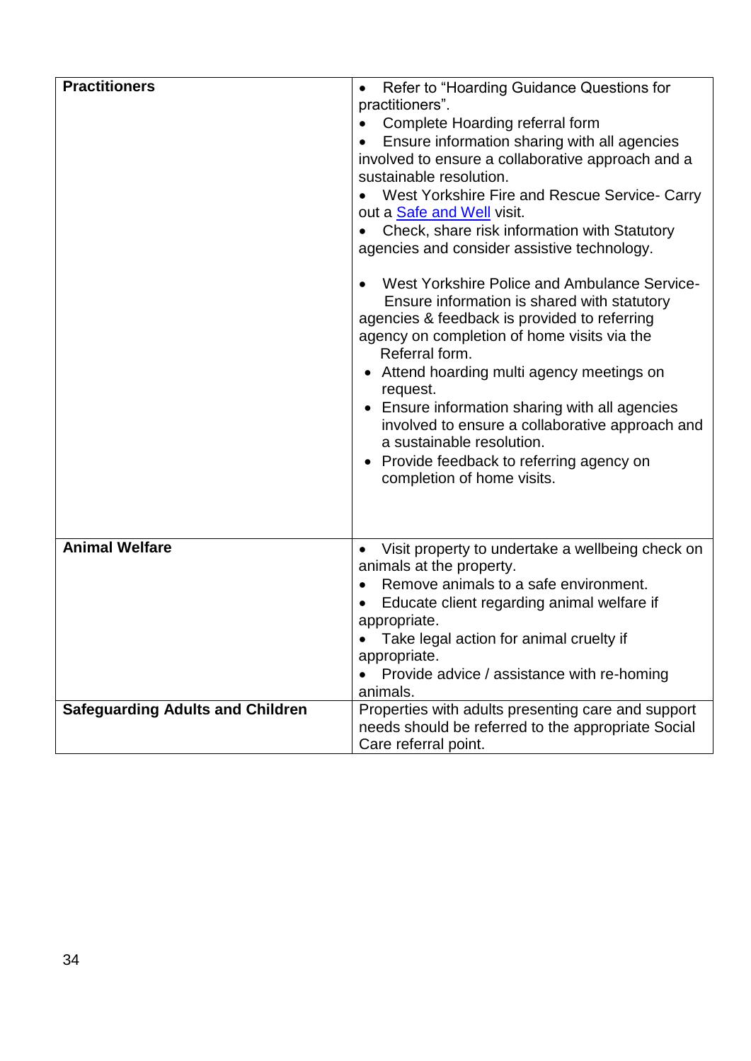| Practitioners | • Refer to "Hoarding Guidance Questions for practitioners".<br>• Complete Hoarding referral form<br>• Ensure information sharing with all agencies involved to ensure a collaborative approach and a sustainable resolution.<br>• West Yorkshire Fire and Rescue Service- Carry out a Safe and Well visit.<br>• Check, share risk information with Statutory agencies and consider assistive technology.<br><br>• West Yorkshire Police and Ambulance Service- Ensure information is shared with statutory agencies & feedback is provided to referring agency on completion of home visits via the Referral form.<br>• Attend hoarding multi agency meetings on request.<br>• Ensure information sharing with all agencies involved to ensure a collaborative approach and a sustainable resolution.<br>• Provide feedback to referring agency on completion of home visits. |
|---|---|
| **Animal Welfare** | • Visit property to undertake a wellbeing check on animals at the property.<br>• Remove animals to a safe environment.<br>• Educate client regarding animal welfare if appropriate.<br>• Take legal action for animal cruelty if appropriate.<br>• Provide advice / assistance with re-homing animals. |
| **Safeguarding Adults and Children** | Properties with adults presenting care and support needs should be referred to the appropriate Social Care referral point. |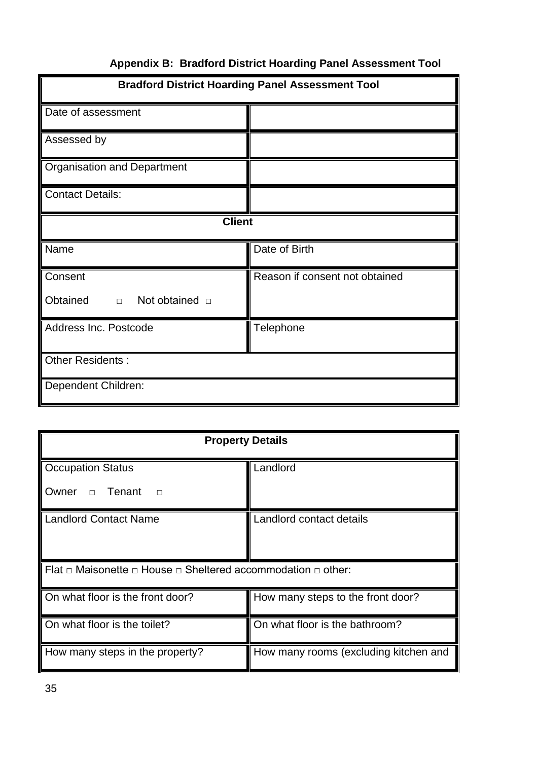**Appendix B: Bradford District Hoarding Panel Assessment Tool**

| **Bradford District Hoarding Panel Assessment Tool** | |
|---|---|
| Date of assessment | |
| Assessed by | |
| Organisation and Department | |
| Contact Details: | |
| **Client** | |
| Name | Date of Birth |
| Consent<br><br>Obtained □ Not obtained □ | Reason if consent not obtained |
| Address Inc. Postcode | Telephone |
| Other Residents : | |
| Dependent Children: | |

| **Property Details** | |
|---|---|
| Occupation Status<br><br>Owner □ Tenant □ | Landlord |
| Landlord Contact Name | Landlord contact details |
| Flat □ Maisonette □ House □ Sheltered accommodation □ other: | |
| On what floor is the front door? | How many steps to the front door? |
| On what floor is the toilet? | On what floor is the bathroom? |
| How many steps in the property? | How many rooms (excluding kitchen and |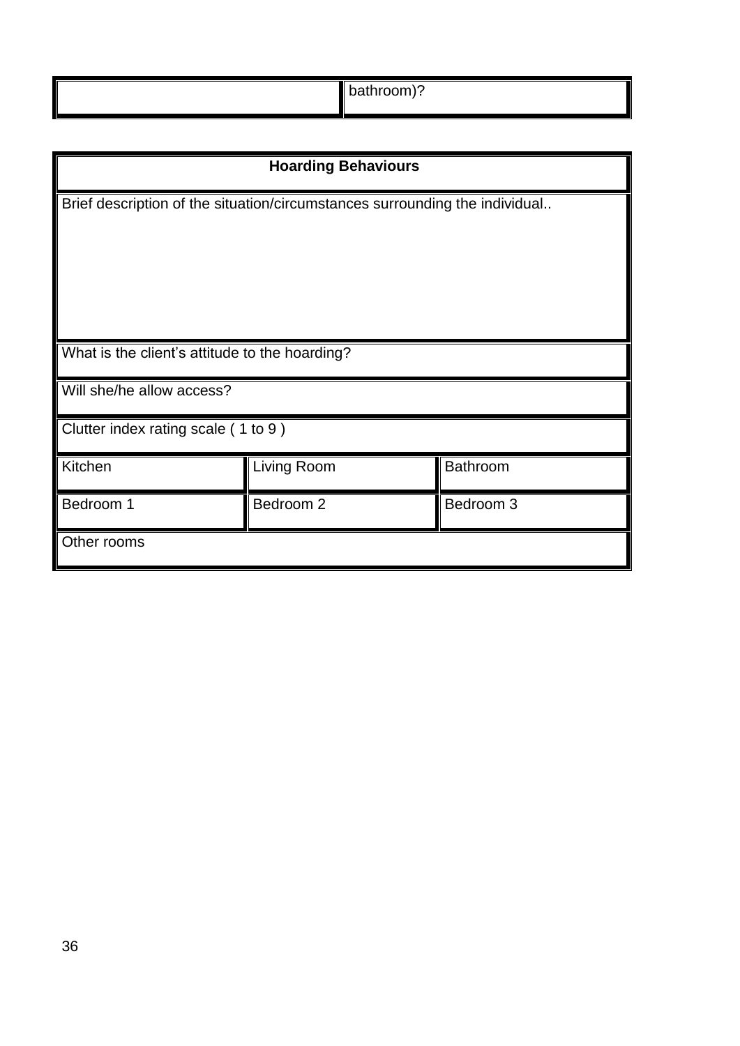| | bathroom)? |
|---|---|

| Hoarding Behaviours | | |
|---|---|---|
| Brief description of the situation/circumstances surrounding the individual.. | | |
| What is the client's attitude to the hoarding? | | |
| Will she/he allow access? | | |
| Clutter index rating scale ( 1 to 9 ) | | |
| Kitchen | Living Room | Bathroom |
| Bedroom 1 | Bedroom 2 | Bedroom 3 |
| Other rooms | | |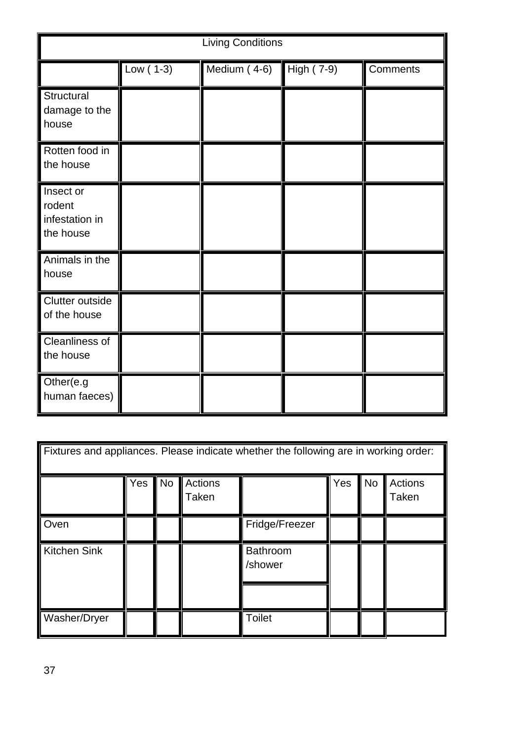| Living Conditions | | | | |
|---|---|---|---|---|
| | Low ( 1-3) | Medium ( 4-6) | High ( 7-9) | Comments |
| Structural damage to the house | | | | |
| Rotten food in the house | | | | |
| Insect or rodent infestation in the house | | | | |
| Animals in the house | | | | |
| Clutter outside of the house | | | | |
| Cleanliness of the house | | | | |
| Other(e.g human faeces) | | | | |

| Fixtures and appliances. Please indicate whether the following are in working order: | | | | | | | |
|---|---|---|---|---|---|---|---|
| | Yes | No | Actions Taken | | Yes | No | Actions Taken |
| Oven | | | | Fridge/Freezer | | | |
| Kitchen Sink | | | | Bathroom /shower | | | |
| | | | | | | | |
| Washer/Dryer | | | | Toilet | | | |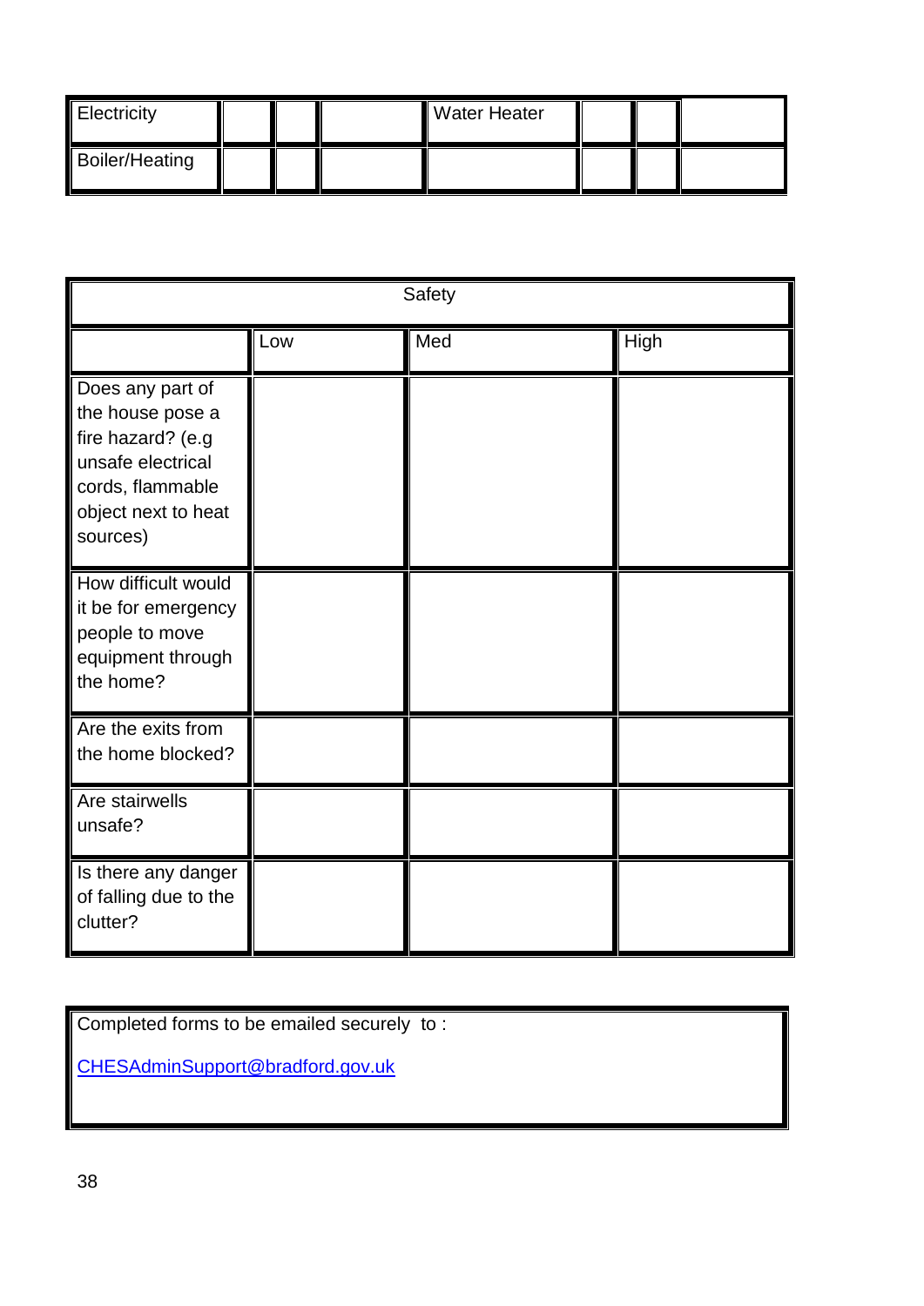| Electricity | | | | Water Heater | | | |
|---|---|---|---|---|---|---|---|
| Boiler/Heating | | | | | | | |

| Safety | | | |
|---|---|---|---|
| | Low | Med | High |
| Does any part of the house pose a fire hazard? (e.g unsafe electrical cords, flammable object next to heat sources) | | | |
| How difficult would it be for emergency people to move equipment through the home? | | | |
| Are the exits from the home blocked? | | | |
| Are stairwells unsafe? | | | |
| Is there any danger of falling due to the clutter? | | | |

Completed forms to be emailed securely to :

CHESAdminSupport@bradford.gov.uk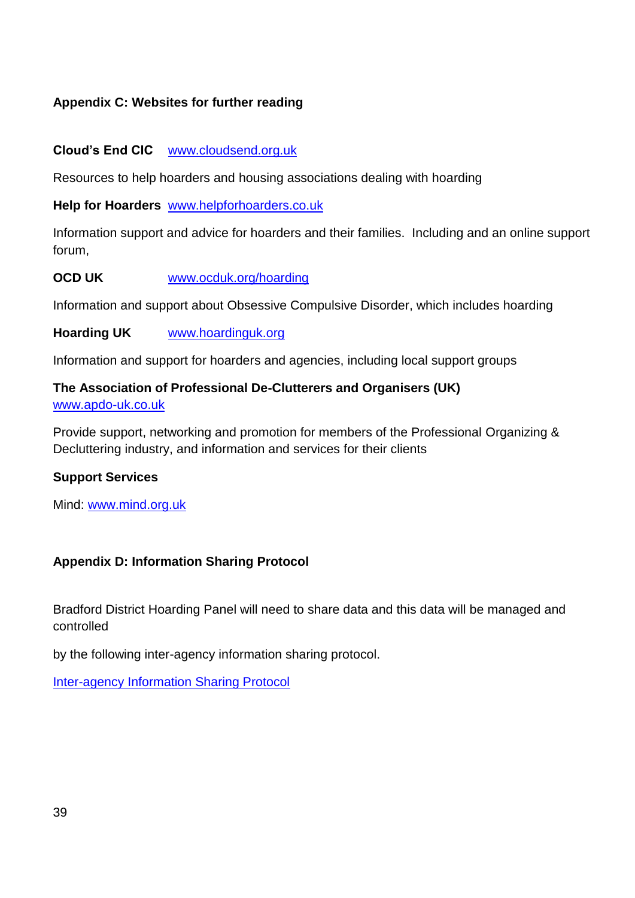## Appendix C: Websites for further reading

**Cloud's End CIC** www.cloudsend.org.uk

Resources to help hoarders and housing associations dealing with hoarding

**Help for Hoarders** www.helpforhoarders.co.uk

Information support and advice for hoarders and their families. Including and an online support forum,

**OCD UK** www.ocduk.org/hoarding

Information and support about Obsessive Compulsive Disorder, which includes hoarding

**Hoarding UK** www.hoardinguk.org

Information and support for hoarders and agencies, including local support groups

**The Association of Professional De-Clutterers and Organisers (UK)**
www.apdo-uk.co.uk

Provide support, networking and promotion for members of the Professional Organizing & Decluttering industry, and information and services for their clients

**Support Services**

Mind: www.mind.org.uk

## Appendix D: Information Sharing Protocol

Bradford District Hoarding Panel will need to share data and this data will be managed and controlled

by the following inter-agency information sharing protocol.

Inter-agency Information Sharing Protocol